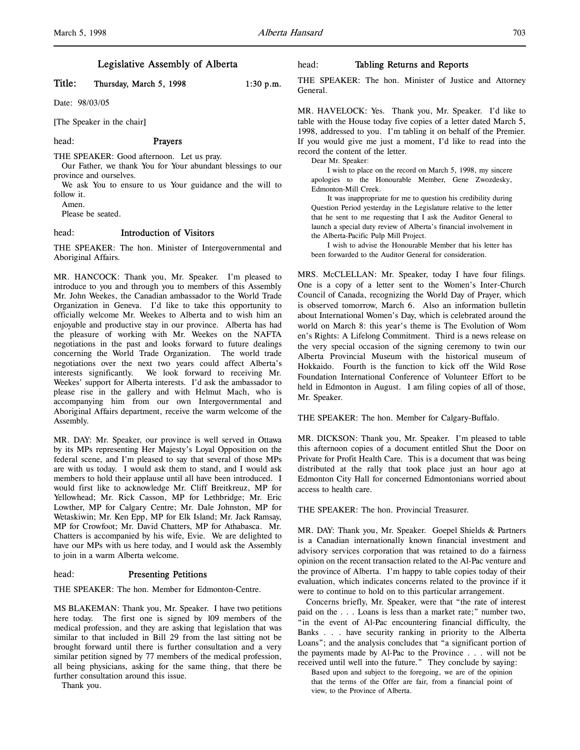# Legislative Assembly of Alberta

**Title: Thursday, March 5, 1998 1:30 p.m.**

Date: 98/03/05

[The Speaker in the chair]

head: **Prayers**

THE SPEAKER: Good afternoon. Let us pray.

Our Father, we thank You for Your abundant blessings to our province and ourselves.

We ask You to ensure to us Your guidance and the will to follow it.

Amen.

Please be seated.

head: **Introduction of Visitors**

THE SPEAKER: The hon. Minister of Intergovernmental and Aboriginal Affairs.

MR. HANCOCK: Thank you, Mr. Speaker. I'm pleased to introduce to you and through you to members of this Assembly Mr. John Weekes, the Canadian ambassador to the World Trade Organization in Geneva. I'd like to take this opportunity to officially welcome Mr. Weekes to Alberta and to wish him an enjoyable and productive stay in our province. Alberta has had the pleasure of working with Mr. Weekes on the NAFTA negotiations in the past and looks forward to future dealings concerning the World Trade Organization. The world trade negotiations over the next two years could affect Alberta's interests significantly. We look forward to receiving Mr. Weekes' support for Alberta interests. I'd ask the ambassador to please rise in the gallery and with Helmut Mach, who is accompanying him from our own Intergovernmental and Aboriginal Affairs department, receive the warm welcome of the Assembly.

MR. DAY: Mr. Speaker, our province is well served in Ottawa by its MPs representing Her Majesty's Loyal Opposition on the federal scene, and I'm pleased to say that several of those MPs are with us today. I would ask them to stand, and I would ask members to hold their applause until all have been introduced. I would first like to acknowledge Mr. Cliff Breitkreuz, MP for Yellowhead; Mr. Rick Casson, MP for Lethbridge; Mr. Eric Lowther, MP for Calgary Centre; Mr. Dale Johnston, MP for Wetaskiwin; Mr. Ken Epp, MP for Elk Island; Mr. Jack Ramsay, MP for Crowfoot; Mr. David Chatters, MP for Athabasca. Mr. Chatters is accompanied by his wife, Evie. We are delighted to have our MPs with us here today, and I would ask the Assembly to join in a warm Alberta welcome.

head: **Presenting Petitions**

THE SPEAKER: The hon. Member for Edmonton-Centre.

MS BLAKEMAN: Thank you, Mr. Speaker. I have two petitions here today. The first one is signed by 109 members of the medical profession, and they are asking that legislation that was similar to that included in Bill 29 from the last sitting not be brought forward until there is further consultation and a very similar petition signed by 77 members of the medical profession, all being physicians, asking for the same thing, that there be further consultation around this issue.

Thank you.

head: **Tabling Returns and Reports**

THE SPEAKER: The hon. Minister of Justice and Attorney General.

MR. HAVELOCK: Yes. Thank you, Mr. Speaker. I'd like to table with the House today five copies of a letter dated March 5, 1998, addressed to you. I'm tabling it on behalf of the Premier. If you would give me just a moment, I'd like to read into the record the content of the letter.

> Dear Mr. Speaker:
>
> I wish to place on the record on March 5, 1998, my sincere apologies to the Honourable Member, Gene Zwozdesky, Edmonton-Mill Creek.
>
> It was inappropriate for me to question his credibility during Question Period yesterday in the Legislature relative to the letter that he sent to me requesting that I ask the Auditor General to launch a special duty review of Alberta's financial involvement in the Alberta-Pacific Pulp Mill Project.
>
> I wish to advise the Honourable Member that his letter has been forwarded to the Auditor General for consideration.

MRS. McCLELLAN: Mr. Speaker, today I have four filings. One is a copy of a letter sent to the Women's Inter-Church Council of Canada, recognizing the World Day of Prayer, which is observed tomorrow, March 6. Also an information bulletin about International Women's Day, which is celebrated around the world on March 8: this year's theme is The Evolution of Women's Rights: A Lifelong Commitment. Third is a news release on the very special occasion of the signing ceremony to twin our Alberta Provincial Museum with the historical museum of Hokkaido. Fourth is the function to kick off the Wild Rose Foundation International Conference of Volunteer Effort to be held in Edmonton in August. I am filing copies of all of those, Mr. Speaker.

THE SPEAKER: The hon. Member for Calgary-Buffalo.

MR. DICKSON: Thank you, Mr. Speaker. I'm pleased to table this afternoon copies of a document entitled Shut the Door on Private for Profit Health Care. This is a document that was being distributed at the rally that took place just an hour ago at Edmonton City Hall for concerned Edmontonians worried about access to health care.

THE SPEAKER: The hon. Provincial Treasurer.

MR. DAY: Thank you, Mr. Speaker. Goepel Shields & Partners is a Canadian internationally known financial investment and advisory services corporation that was retained to do a fairness opinion on the recent transaction related to the Al-Pac venture and the province of Alberta. I'm happy to table copies today of their evaluation, which indicates concerns related to the province if it were to continue to hold on to this particular arrangement.

Concerns briefly, Mr. Speaker, were that "the rate of interest paid on the . . . Loans is less than a market rate;" number two, "in the event of Al-Pac encountering financial difficulty, the Banks . . . have security ranking in priority to the Alberta Loans"; and the analysis concludes that "a significant portion of the payments made by Al-Pac to the Province . . . will not be received until well into the future." They conclude by saying:

> Based upon and subject to the foregoing, we are of the opinion that the terms of the Offer are fair, from a financial point of view, to the Province of Alberta.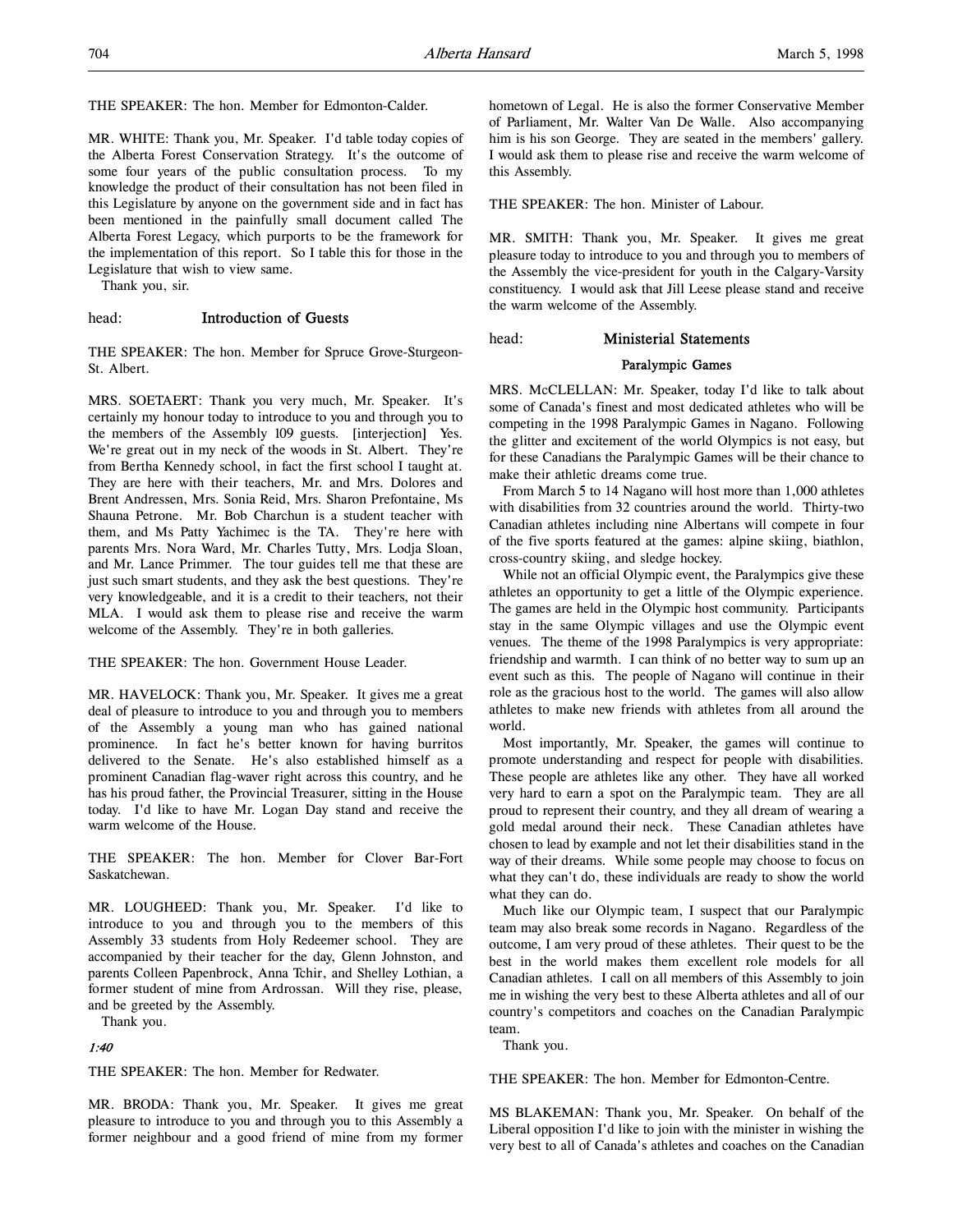THE SPEAKER: The hon. Member for Edmonton-Calder.

MR. WHITE: Thank you, Mr. Speaker. I'd table today copies of the Alberta Forest Conservation Strategy. It's the outcome of some four years of the public consultation process. To my knowledge the product of their consultation has not been filed in this Legislature by anyone on the government side and in fact has been mentioned in the painfully small document called The Alberta Forest Legacy, which purports to be the framework for the implementation of this report. So I table this for those in the Legislature that wish to view same.

Thank you, sir.

head: **Introduction of Guests**

THE SPEAKER: The hon. Member for Spruce Grove-Sturgeon-St. Albert.

MRS. SOETAERT: Thank you very much, Mr. Speaker. It's certainly my honour today to introduce to you and through you to the members of the Assembly 109 guests. [interjection] Yes. We're great out in my neck of the woods in St. Albert. They're from Bertha Kennedy school, in fact the first school I taught at. They are here with their teachers, Mr. and Mrs. Dolores and Brent Andressen, Mrs. Sonia Reid, Mrs. Sharon Prefontaine, Ms Shauna Petrone. Mr. Bob Charchun is a student teacher with them, and Ms Patty Yachimec is the TA. They're here with parents Mrs. Nora Ward, Mr. Charles Tutty, Mrs. Lodja Sloan, and Mr. Lance Primmer. The tour guides tell me that these are just such smart students, and they ask the best questions. They're very knowledgeable, and it is a credit to their teachers, not their MLA. I would ask them to please rise and receive the warm welcome of the Assembly. They're in both galleries.

THE SPEAKER: The hon. Government House Leader.

MR. HAVELOCK: Thank you, Mr. Speaker. It gives me a great deal of pleasure to introduce to you and through you to members of the Assembly a young man who has gained national prominence. In fact he's better known for having burritos delivered to the Senate. He's also established himself as a prominent Canadian flag-waver right across this country, and he has his proud father, the Provincial Treasurer, sitting in the House today. I'd like to have Mr. Logan Day stand and receive the warm welcome of the House.

THE SPEAKER: The hon. Member for Clover Bar-Fort Saskatchewan.

MR. LOUGHEED: Thank you, Mr. Speaker. I'd like to introduce to you and through you to the members of this Assembly 33 students from Holy Redeemer school. They are accompanied by their teacher for the day, Glenn Johnston, and parents Colleen Papenbrock, Anna Tchir, and Shelley Lothian, a former student of mine from Ardrossan. Will they rise, please, and be greeted by the Assembly.

Thank you.

*1:40*

THE SPEAKER: The hon. Member for Redwater.

MR. BRODA: Thank you, Mr. Speaker. It gives me great pleasure to introduce to you and through you to this Assembly a former neighbour and a good friend of mine from my former hometown of Legal. He is also the former Conservative Member of Parliament, Mr. Walter Van De Walle. Also accompanying him is his son George. They are seated in the members' gallery. I would ask them to please rise and receive the warm welcome of this Assembly.

THE SPEAKER: The hon. Minister of Labour.

MR. SMITH: Thank you, Mr. Speaker. It gives me great pleasure today to introduce to you and through you to members of the Assembly the vice-president for youth in the Calgary-Varsity constituency. I would ask that Jill Leese please stand and receive the warm welcome of the Assembly.

head: **Ministerial Statements**

**Paralympic Games**

MRS. McCLELLAN: Mr. Speaker, today I'd like to talk about some of Canada's finest and most dedicated athletes who will be competing in the 1998 Paralympic Games in Nagano. Following the glitter and excitement of the world Olympics is not easy, but for these Canadians the Paralympic Games will be their chance to make their athletic dreams come true.

From March 5 to 14 Nagano will host more than 1,000 athletes with disabilities from 32 countries around the world. Thirty-two Canadian athletes including nine Albertans will compete in four of the five sports featured at the games: alpine skiing, biathlon, cross-country skiing, and sledge hockey.

While not an official Olympic event, the Paralympics give these athletes an opportunity to get a little of the Olympic experience. The games are held in the Olympic host community. Participants stay in the same Olympic villages and use the Olympic event venues. The theme of the 1998 Paralympics is very appropriate: friendship and warmth. I can think of no better way to sum up an event such as this. The people of Nagano will continue in their role as the gracious host to the world. The games will also allow athletes to make new friends with athletes from all around the world.

Most importantly, Mr. Speaker, the games will continue to promote understanding and respect for people with disabilities. These people are athletes like any other. They have all worked very hard to earn a spot on the Paralympic team. They are all proud to represent their country, and they all dream of wearing a gold medal around their neck. These Canadian athletes have chosen to lead by example and not let their disabilities stand in the way of their dreams. While some people may choose to focus on what they can't do, these individuals are ready to show the world what they can do.

Much like our Olympic team, I suspect that our Paralympic team may also break some records in Nagano. Regardless of the outcome, I am very proud of these athletes. Their quest to be the best in the world makes them excellent role models for all Canadian athletes. I call on all members of this Assembly to join me in wishing the very best to these Alberta athletes and all of our country's competitors and coaches on the Canadian Paralympic team.

Thank you.

THE SPEAKER: The hon. Member for Edmonton-Centre.

MS BLAKEMAN: Thank you, Mr. Speaker. On behalf of the Liberal opposition I'd like to join with the minister in wishing the very best to all of Canada's athletes and coaches on the Canadian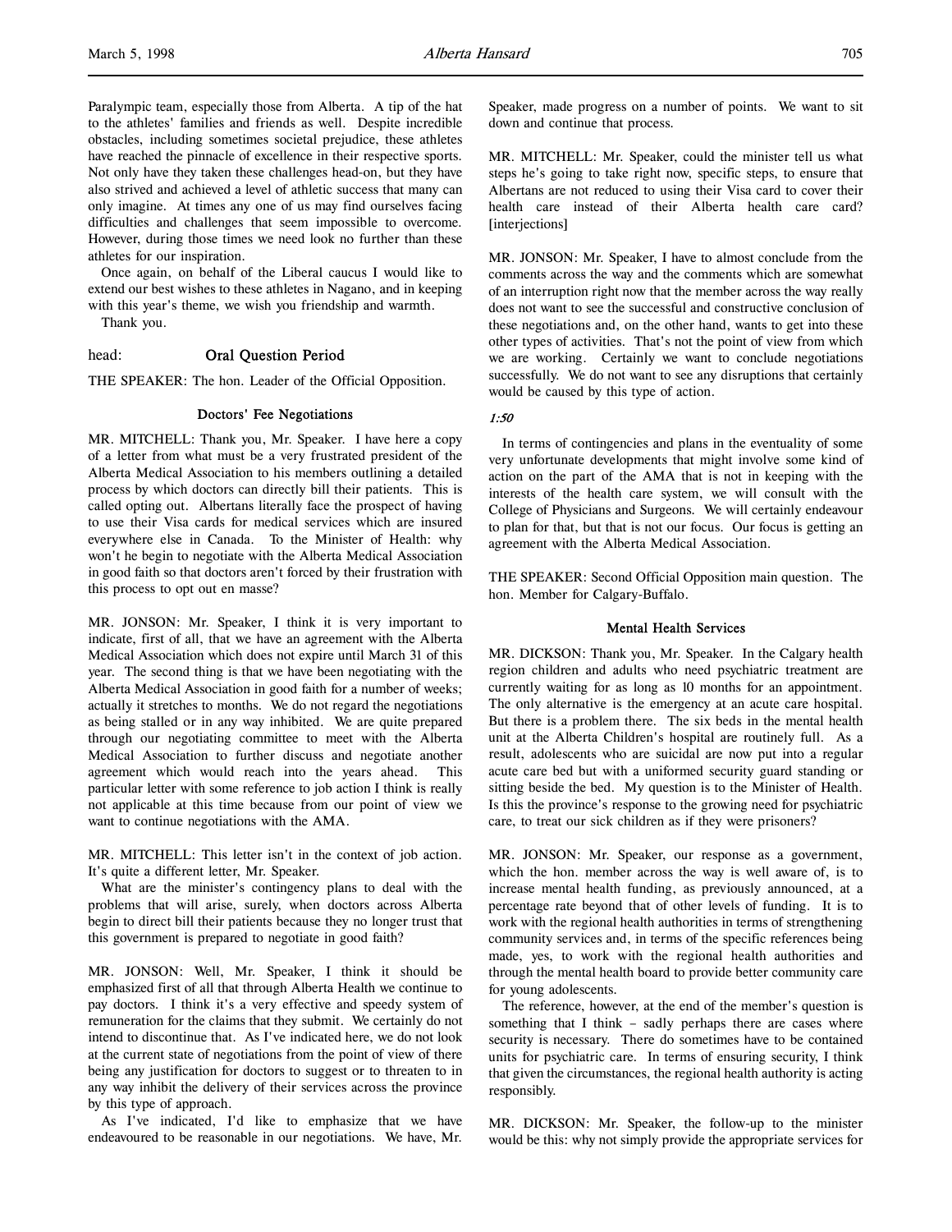Paralympic team, especially those from Alberta. A tip of the hat to the athletes' families and friends as well. Despite incredible obstacles, including sometimes societal prejudice, these athletes have reached the pinnacle of excellence in their respective sports. Not only have they taken these challenges head-on, but they have also strived and achieved a level of athletic success that many can only imagine. At times any one of us may find ourselves facing difficulties and challenges that seem impossible to overcome. However, during those times we need look no further than these athletes for our inspiration.

Once again, on behalf of the Liberal caucus I would like to extend our best wishes to these athletes in Nagano, and in keeping with this year's theme, we wish you friendship and warmth.

Thank you.

## head: Oral Question Period

THE SPEAKER: The hon. Leader of the Official Opposition.

### Doctors' Fee Negotiations

MR. MITCHELL: Thank you, Mr. Speaker. I have here a copy of a letter from what must be a very frustrated president of the Alberta Medical Association to his members outlining a detailed process by which doctors can directly bill their patients. This is called opting out. Albertans literally face the prospect of having to use their Visa cards for medical services which are insured everywhere else in Canada. To the Minister of Health: why won't he begin to negotiate with the Alberta Medical Association in good faith so that doctors aren't forced by their frustration with this process to opt out en masse?

MR. JONSON: Mr. Speaker, I think it is very important to indicate, first of all, that we have an agreement with the Alberta Medical Association which does not expire until March 31 of this year. The second thing is that we have been negotiating with the Alberta Medical Association in good faith for a number of weeks; actually it stretches to months. We do not regard the negotiations as being stalled or in any way inhibited. We are quite prepared through our negotiating committee to meet with the Alberta Medical Association to further discuss and negotiate another agreement which would reach into the years ahead. This particular letter with some reference to job action I think is really not applicable at this time because from our point of view we want to continue negotiations with the AMA.

MR. MITCHELL: This letter isn't in the context of job action. It's quite a different letter, Mr. Speaker.

What are the minister's contingency plans to deal with the problems that will arise, surely, when doctors across Alberta begin to direct bill their patients because they no longer trust that this government is prepared to negotiate in good faith?

MR. JONSON: Well, Mr. Speaker, I think it should be emphasized first of all that through Alberta Health we continue to pay doctors. I think it's a very effective and speedy system of remuneration for the claims that they submit. We certainly do not intend to discontinue that. As I've indicated here, we do not look at the current state of negotiations from the point of view of there being any justification for doctors to suggest or to threaten to in any way inhibit the delivery of their services across the province by this type of approach.

As I've indicated, I'd like to emphasize that we have endeavoured to be reasonable in our negotiations. We have, Mr. Speaker, made progress on a number of points. We want to sit down and continue that process.

MR. MITCHELL: Mr. Speaker, could the minister tell us what steps he's going to take right now, specific steps, to ensure that Albertans are not reduced to using their Visa card to cover their health care instead of their Alberta health care card? [interjections]

MR. JONSON: Mr. Speaker, I have to almost conclude from the comments across the way and the comments which are somewhat of an interruption right now that the member across the way really does not want to see the successful and constructive conclusion of these negotiations and, on the other hand, wants to get into these other types of activities. That's not the point of view from which we are working. Certainly we want to conclude negotiations successfully. We do not want to see any disruptions that certainly would be caused by this type of action.

*1:50*

In terms of contingencies and plans in the eventuality of some very unfortunate developments that might involve some kind of action on the part of the AMA that is not in keeping with the interests of the health care system, we will consult with the College of Physicians and Surgeons. We will certainly endeavour to plan for that, but that is not our focus. Our focus is getting an agreement with the Alberta Medical Association.

THE SPEAKER: Second Official Opposition main question. The hon. Member for Calgary-Buffalo.

### Mental Health Services

MR. DICKSON: Thank you, Mr. Speaker. In the Calgary health region children and adults who need psychiatric treatment are currently waiting for as long as 10 months for an appointment. The only alternative is the emergency at an acute care hospital. But there is a problem there. The six beds in the mental health unit at the Alberta Children's hospital are routinely full. As a result, adolescents who are suicidal are now put into a regular acute care bed but with a uniformed security guard standing or sitting beside the bed. My question is to the Minister of Health. Is this the province's response to the growing need for psychiatric care, to treat our sick children as if they were prisoners?

MR. JONSON: Mr. Speaker, our response as a government, which the hon. member across the way is well aware of, is to increase mental health funding, as previously announced, at a percentage rate beyond that of other levels of funding. It is to work with the regional health authorities in terms of strengthening community services and, in terms of the specific references being made, yes, to work with the regional health authorities and through the mental health board to provide better community care for young adolescents.

The reference, however, at the end of the member's question is something that I think – sadly perhaps there are cases where security is necessary. There do sometimes have to be contained units for psychiatric care. In terms of ensuring security, I think that given the circumstances, the regional health authority is acting responsibly.

MR. DICKSON: Mr. Speaker, the follow-up to the minister would be this: why not simply provide the appropriate services for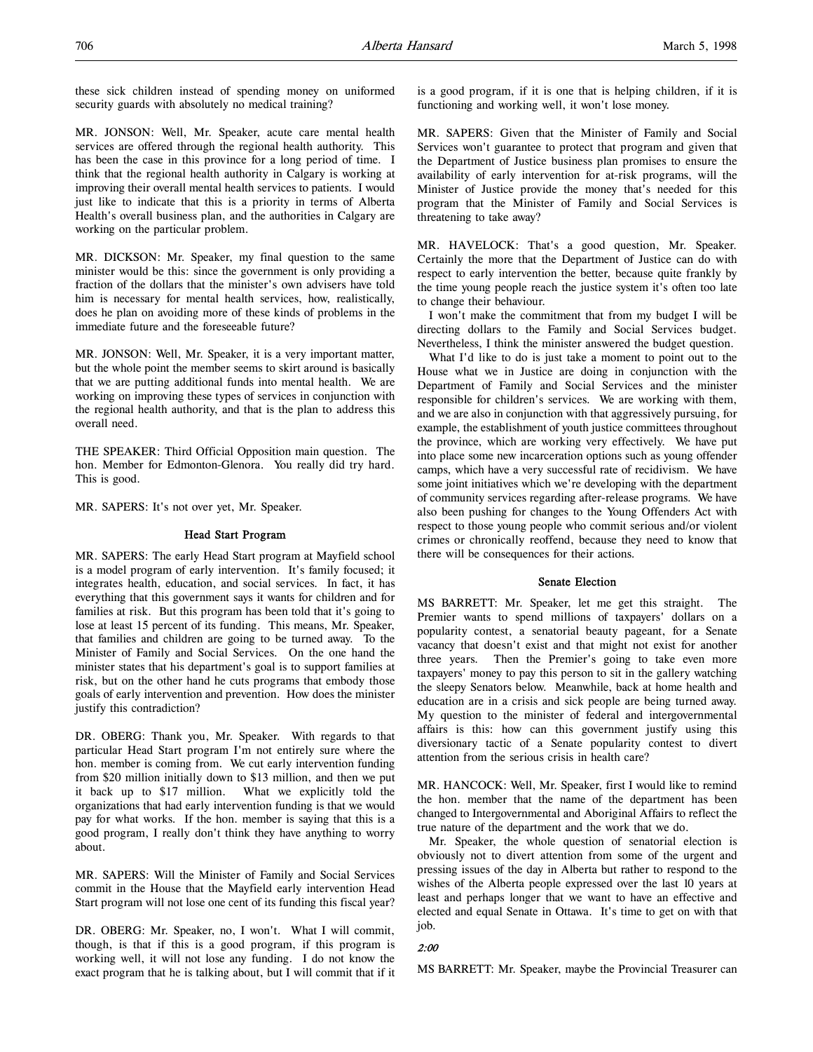these sick children instead of spending money on uniformed security guards with absolutely no medical training?

MR. JONSON: Well, Mr. Speaker, acute care mental health services are offered through the regional health authority. This has been the case in this province for a long period of time. I think that the regional health authority in Calgary is working at improving their overall mental health services to patients. I would just like to indicate that this is a priority in terms of Alberta Health's overall business plan, and the authorities in Calgary are working on the particular problem.

MR. DICKSON: Mr. Speaker, my final question to the same minister would be this: since the government is only providing a fraction of the dollars that the minister's own advisers have told him is necessary for mental health services, how, realistically, does he plan on avoiding more of these kinds of problems in the immediate future and the foreseeable future?

MR. JONSON: Well, Mr. Speaker, it is a very important matter, but the whole point the member seems to skirt around is basically that we are putting additional funds into mental health. We are working on improving these types of services in conjunction with the regional health authority, and that is the plan to address this overall need.

THE SPEAKER: Third Official Opposition main question. The hon. Member for Edmonton-Glenora. You really did try hard. This is good.

MR. SAPERS: It's not over yet, Mr. Speaker.

## Head Start Program

MR. SAPERS: The early Head Start program at Mayfield school is a model program of early intervention. It's family focused; it integrates health, education, and social services. In fact, it has everything that this government says it wants for children and for families at risk. But this program has been told that it's going to lose at least 15 percent of its funding. This means, Mr. Speaker, that families and children are going to be turned away. To the Minister of Family and Social Services. On the one hand the minister states that his department's goal is to support families at risk, but on the other hand he cuts programs that embody those goals of early intervention and prevention. How does the minister justify this contradiction?

DR. OBERG: Thank you, Mr. Speaker. With regards to that particular Head Start program I'm not entirely sure where the hon. member is coming from. We cut early intervention funding from $20 million initially down to $13 million, and then we put it back up to $17 million. What we explicitly told the organizations that had early intervention funding is that we would pay for what works. If the hon. member is saying that this is a good program, I really don't think they have anything to worry about.

MR. SAPERS: Will the Minister of Family and Social Services commit in the House that the Mayfield early intervention Head Start program will not lose one cent of its funding this fiscal year?

DR. OBERG: Mr. Speaker, no, I won't. What I will commit, though, is that if this is a good program, if this program is working well, it will not lose any funding. I do not know the exact program that he is talking about, but I will commit that if it is a good program, if it is one that is helping children, if it is functioning and working well, it won't lose money.

MR. SAPERS: Given that the Minister of Family and Social Services won't guarantee to protect that program and given that the Department of Justice business plan promises to ensure the availability of early intervention for at-risk programs, will the Minister of Justice provide the money that's needed for this program that the Minister of Family and Social Services is threatening to take away?

MR. HAVELOCK: That's a good question, Mr. Speaker. Certainly the more that the Department of Justice can do with respect to early intervention the better, because quite frankly by the time young people reach the justice system it's often too late to change their behaviour.

I won't make the commitment that from my budget I will be directing dollars to the Family and Social Services budget. Nevertheless, I think the minister answered the budget question.

What I'd like to do is just take a moment to point out to the House what we in Justice are doing in conjunction with the Department of Family and Social Services and the minister responsible for children's services. We are working with them, and we are also in conjunction with that aggressively pursuing, for example, the establishment of youth justice committees throughout the province, which are working very effectively. We have put into place some new incarceration options such as young offender camps, which have a very successful rate of recidivism. We have some joint initiatives which we're developing with the department of community services regarding after-release programs. We have also been pushing for changes to the Young Offenders Act with respect to those young people who commit serious and/or violent crimes or chronically reoffend, because they need to know that there will be consequences for their actions.

## Senate Election

MS BARRETT: Mr. Speaker, let me get this straight. The Premier wants to spend millions of taxpayers' dollars on a popularity contest, a senatorial beauty pageant, for a Senate vacancy that doesn't exist and that might not exist for another three years. Then the Premier's going to take even more taxpayers' money to pay this person to sit in the gallery watching the sleepy Senators below. Meanwhile, back at home health and education are in a crisis and sick people are being turned away. My question to the minister of federal and intergovernmental affairs is this: how can this government justify using this diversionary tactic of a Senate popularity contest to divert attention from the serious crisis in health care?

MR. HANCOCK: Well, Mr. Speaker, first I would like to remind the hon. member that the name of the department has been changed to Intergovernmental and Aboriginal Affairs to reflect the true nature of the department and the work that we do.

Mr. Speaker, the whole question of senatorial election is obviously not to divert attention from some of the urgent and pressing issues of the day in Alberta but rather to respond to the wishes of the Alberta people expressed over the last 10 years at least and perhaps longer that we want to have an effective and elected and equal Senate in Ottawa. It's time to get on with that job.

*2:00*

MS BARRETT: Mr. Speaker, maybe the Provincial Treasurer can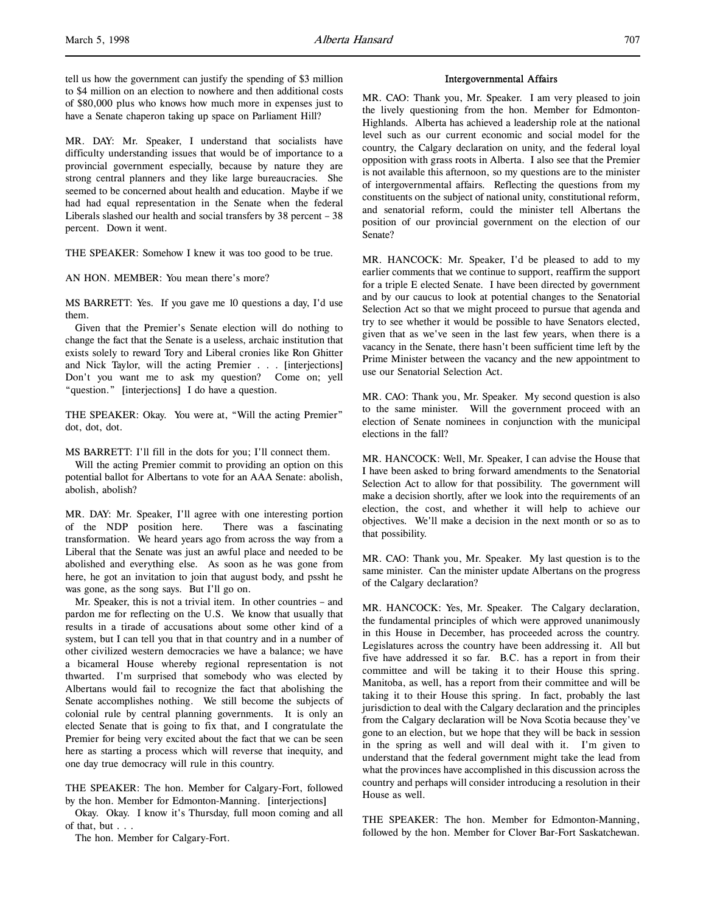tell us how the government can justify the spending of $3 million to $4 million on an election to nowhere and then additional costs of $80,000 plus who knows how much more in expenses just to have a Senate chaperon taking up space on Parliament Hill?

MR. DAY: Mr. Speaker, I understand that socialists have difficulty understanding issues that would be of importance to a provincial government especially, because by nature they are strong central planners and they like large bureaucracies. She seemed to be concerned about health and education. Maybe if we had had equal representation in the Senate when the federal Liberals slashed our health and social transfers by 38 percent – 38 percent. Down it went.

THE SPEAKER: Somehow I knew it was too good to be true.

AN HON. MEMBER: You mean there's more?

MS BARRETT: Yes. If you gave me 10 questions a day, I'd use them.

Given that the Premier's Senate election will do nothing to change the fact that the Senate is a useless, archaic institution that exists solely to reward Tory and Liberal cronies like Ron Ghitter and Nick Taylor, will the acting Premier . . . [interjections] Don't you want me to ask my question? Come on; yell "question." [interjections] I do have a question.

THE SPEAKER: Okay. You were at, "Will the acting Premier" dot, dot, dot.

MS BARRETT: I'll fill in the dots for you; I'll connect them.

Will the acting Premier commit to providing an option on this potential ballot for Albertans to vote for an AAA Senate: abolish, abolish, abolish?

MR. DAY: Mr. Speaker, I'll agree with one interesting portion of the NDP position here. There was a fascinating transformation. We heard years ago from across the way from a Liberal that the Senate was just an awful place and needed to be abolished and everything else. As soon as he was gone from here, he got an invitation to join that august body, and pssht he was gone, as the song says. But I'll go on.

Mr. Speaker, this is not a trivial item. In other countries – and pardon me for reflecting on the U.S. We know that usually that results in a tirade of accusations about some other kind of a system, but I can tell you that in that country and in a number of other civilized western democracies we have a balance; we have a bicameral House whereby regional representation is not thwarted. I'm surprised that somebody who was elected by Albertans would fail to recognize the fact that abolishing the Senate accomplishes nothing. We still become the subjects of colonial rule by central planning governments. It is only an elected Senate that is going to fix that, and I congratulate the Premier for being very excited about the fact that we can be seen here as starting a process which will reverse that inequity, and one day true democracy will rule in this country.

THE SPEAKER: The hon. Member for Calgary-Fort, followed by the hon. Member for Edmonton-Manning. [interjections]

Okay. Okay. I know it's Thursday, full moon coming and all of that, but . . .

The hon. Member for Calgary-Fort.

### Intergovernmental Affairs

MR. CAO: Thank you, Mr. Speaker. I am very pleased to join the lively questioning from the hon. Member for Edmonton-Highlands. Alberta has achieved a leadership role at the national level such as our current economic and social model for the country, the Calgary declaration on unity, and the federal loyal opposition with grass roots in Alberta. I also see that the Premier is not available this afternoon, so my questions are to the minister of intergovernmental affairs. Reflecting the questions from my constituents on the subject of national unity, constitutional reform, and senatorial reform, could the minister tell Albertans the position of our provincial government on the election of our Senate?

MR. HANCOCK: Mr. Speaker, I'd be pleased to add to my earlier comments that we continue to support, reaffirm the support for a triple E elected Senate. I have been directed by government and by our caucus to look at potential changes to the Senatorial Selection Act so that we might proceed to pursue that agenda and try to see whether it would be possible to have Senators elected, given that as we've seen in the last few years, when there is a vacancy in the Senate, there hasn't been sufficient time left by the Prime Minister between the vacancy and the new appointment to use our Senatorial Selection Act.

MR. CAO: Thank you, Mr. Speaker. My second question is also to the same minister. Will the government proceed with an election of Senate nominees in conjunction with the municipal elections in the fall?

MR. HANCOCK: Well, Mr. Speaker, I can advise the House that I have been asked to bring forward amendments to the Senatorial Selection Act to allow for that possibility. The government will make a decision shortly, after we look into the requirements of an election, the cost, and whether it will help to achieve our objectives. We'll make a decision in the next month or so as to that possibility.

MR. CAO: Thank you, Mr. Speaker. My last question is to the same minister. Can the minister update Albertans on the progress of the Calgary declaration?

MR. HANCOCK: Yes, Mr. Speaker. The Calgary declaration, the fundamental principles of which were approved unanimously in this House in December, has proceeded across the country. Legislatures across the country have been addressing it. All but five have addressed it so far. B.C. has a report in from their committee and will be taking it to their House this spring. Manitoba, as well, has a report from their committee and will be taking it to their House this spring. In fact, probably the last jurisdiction to deal with the Calgary declaration and the principles from the Calgary declaration will be Nova Scotia because they've gone to an election, but we hope that they will be back in session in the spring as well and will deal with it. I'm given to understand that the federal government might take the lead from what the provinces have accomplished in this discussion across the country and perhaps will consider introducing a resolution in their House as well.

THE SPEAKER: The hon. Member for Edmonton-Manning, followed by the hon. Member for Clover Bar-Fort Saskatchewan.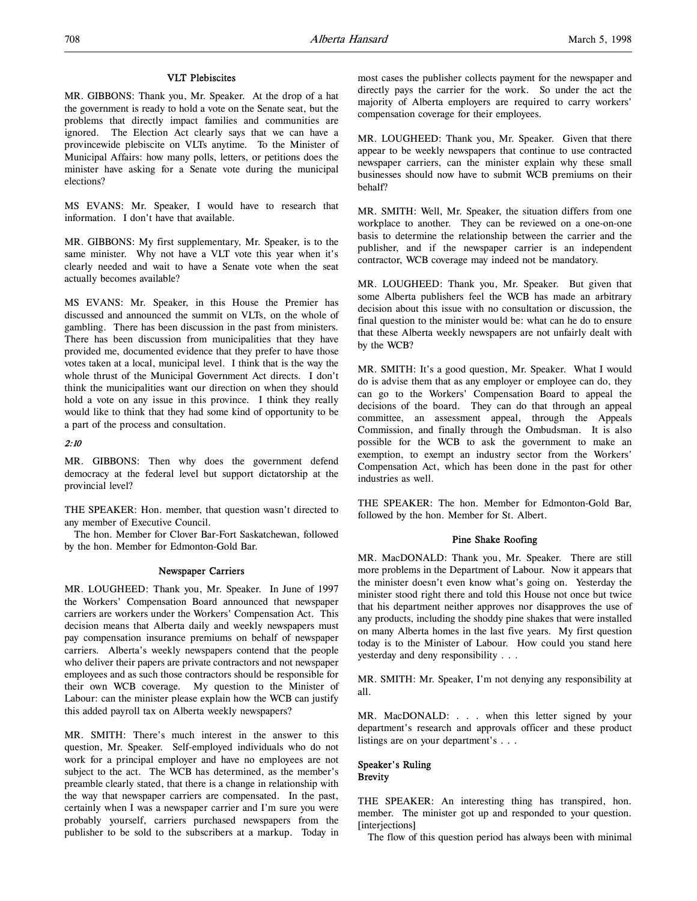## VLT Plebiscites

MR. GIBBONS: Thank you, Mr. Speaker. At the drop of a hat the government is ready to hold a vote on the Senate seat, but the problems that directly impact families and communities are ignored. The Election Act clearly says that we can have a provincewide plebiscite on VLTs anytime. To the Minister of Municipal Affairs: how many polls, letters, or petitions does the minister have asking for a Senate vote during the municipal elections?

MS EVANS: Mr. Speaker, I would have to research that information. I don't have that available.

MR. GIBBONS: My first supplementary, Mr. Speaker, is to the same minister. Why not have a VLT vote this year when it's clearly needed and wait to have a Senate vote when the seat actually becomes available?

MS EVANS: Mr. Speaker, in this House the Premier has discussed and announced the summit on VLTs, on the whole of gambling. There has been discussion in the past from ministers. There has been discussion from municipalities that they have provided me, documented evidence that they prefer to have those votes taken at a local, municipal level. I think that is the way the whole thrust of the Municipal Government Act directs. I don't think the municipalities want our direction on when they should hold a vote on any issue in this province. I think they really would like to think that they had some kind of opportunity to be a part of the process and consultation.

*2:10*

MR. GIBBONS: Then why does the government defend democracy at the federal level but support dictatorship at the provincial level?

THE SPEAKER: Hon. member, that question wasn't directed to any member of Executive Council.

The hon. Member for Clover Bar-Fort Saskatchewan, followed by the hon. Member for Edmonton-Gold Bar.

## Newspaper Carriers

MR. LOUGHEED: Thank you, Mr. Speaker. In June of 1997 the Workers' Compensation Board announced that newspaper carriers are workers under the Workers' Compensation Act. This decision means that Alberta daily and weekly newspapers must pay compensation insurance premiums on behalf of newspaper carriers. Alberta's weekly newspapers contend that the people who deliver their papers are private contractors and not newspaper employees and as such those contractors should be responsible for their own WCB coverage. My question to the Minister of Labour: can the minister please explain how the WCB can justify this added payroll tax on Alberta weekly newspapers?

MR. SMITH: There's much interest in the answer to this question, Mr. Speaker. Self-employed individuals who do not work for a principal employer and have no employees are not subject to the act. The WCB has determined, as the member's preamble clearly stated, that there is a change in relationship with the way that newspaper carriers are compensated. In the past, certainly when I was a newspaper carrier and I'm sure you were probably yourself, carriers purchased newspapers from the publisher to be sold to the subscribers at a markup. Today in most cases the publisher collects payment for the newspaper and directly pays the carrier for the work. So under the act the majority of Alberta employers are required to carry workers' compensation coverage for their employees.

MR. LOUGHEED: Thank you, Mr. Speaker. Given that there appear to be weekly newspapers that continue to use contracted newspaper carriers, can the minister explain why these small businesses should now have to submit WCB premiums on their behalf?

MR. SMITH: Well, Mr. Speaker, the situation differs from one workplace to another. They can be reviewed on a one-on-one basis to determine the relationship between the carrier and the publisher, and if the newspaper carrier is an independent contractor, WCB coverage may indeed not be mandatory.

MR. LOUGHEED: Thank you, Mr. Speaker. But given that some Alberta publishers feel the WCB has made an arbitrary decision about this issue with no consultation or discussion, the final question to the minister would be: what can he do to ensure that these Alberta weekly newspapers are not unfairly dealt with by the WCB?

MR. SMITH: It's a good question, Mr. Speaker. What I would do is advise them that as any employer or employee can do, they can go to the Workers' Compensation Board to appeal the decisions of the board. They can do that through an appeal committee, an assessment appeal, through the Appeals Commission, and finally through the Ombudsman. It is also possible for the WCB to ask the government to make an exemption, to exempt an industry sector from the Workers' Compensation Act, which has been done in the past for other industries as well.

THE SPEAKER: The hon. Member for Edmonton-Gold Bar, followed by the hon. Member for St. Albert.

## Pine Shake Roofing

MR. MacDONALD: Thank you, Mr. Speaker. There are still more problems in the Department of Labour. Now it appears that the minister doesn't even know what's going on. Yesterday the minister stood right there and told this House not once but twice that his department neither approves nor disapproves the use of any products, including the shoddy pine shakes that were installed on many Alberta homes in the last five years. My first question today is to the Minister of Labour. How could you stand here yesterday and deny responsibility . . .

MR. SMITH: Mr. Speaker, I'm not denying any responsibility at all.

MR. MacDONALD: . . . when this letter signed by your department's research and approvals officer and these product listings are on your department's . . .

## Speaker's Ruling
## Brevity

THE SPEAKER: An interesting thing has transpired, hon. member. The minister got up and responded to your question. [interjections]

The flow of this question period has always been with minimal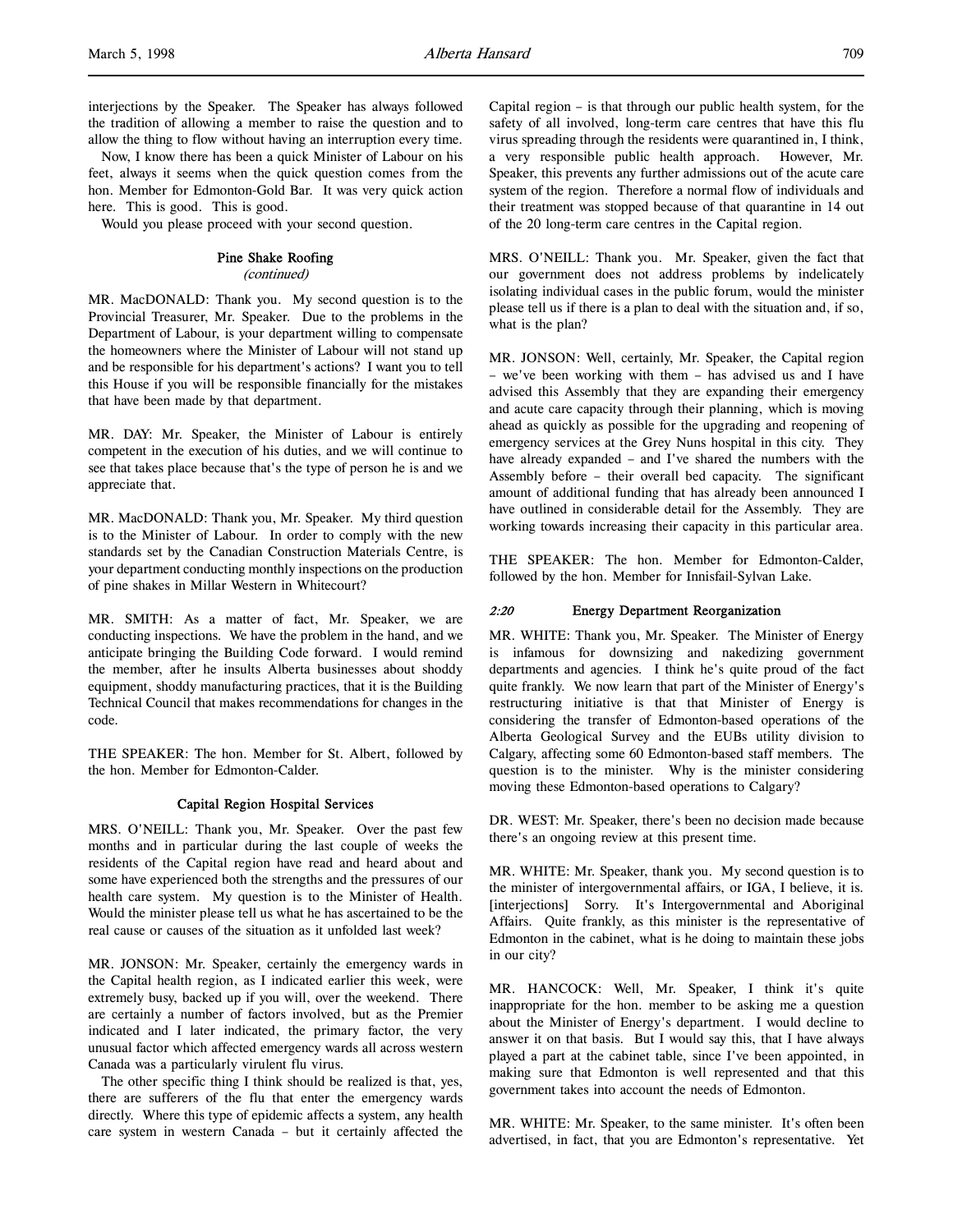interjections by the Speaker. The Speaker has always followed the tradition of allowing a member to raise the question and to allow the thing to flow without having an interruption every time.

Now, I know there has been a quick Minister of Labour on his feet, always it seems when the quick question comes from the hon. Member for Edmonton-Gold Bar. It was very quick action here. This is good. This is good.

Would you please proceed with your second question.

### Pine Shake Roofing
*(continued)*

MR. MacDONALD: Thank you. My second question is to the Provincial Treasurer, Mr. Speaker. Due to the problems in the Department of Labour, is your department willing to compensate the homeowners where the Minister of Labour will not stand up and be responsible for his department's actions? I want you to tell this House if you will be responsible financially for the mistakes that have been made by that department.

MR. DAY: Mr. Speaker, the Minister of Labour is entirely competent in the execution of his duties, and we will continue to see that takes place because that's the type of person he is and we appreciate that.

MR. MacDONALD: Thank you, Mr. Speaker. My third question is to the Minister of Labour. In order to comply with the new standards set by the Canadian Construction Materials Centre, is your department conducting monthly inspections on the production of pine shakes in Millar Western in Whitecourt?

MR. SMITH: As a matter of fact, Mr. Speaker, we are conducting inspections. We have the problem in the hand, and we anticipate bringing the Building Code forward. I would remind the member, after he insults Alberta businesses about shoddy equipment, shoddy manufacturing practices, that it is the Building Technical Council that makes recommendations for changes in the code.

THE SPEAKER: The hon. Member for St. Albert, followed by the hon. Member for Edmonton-Calder.

### Capital Region Hospital Services

MRS. O'NEILL: Thank you, Mr. Speaker. Over the past few months and in particular during the last couple of weeks the residents of the Capital region have read and heard about and some have experienced both the strengths and the pressures of our health care system. My question is to the Minister of Health. Would the minister please tell us what he has ascertained to be the real cause or causes of the situation as it unfolded last week?

MR. JONSON: Mr. Speaker, certainly the emergency wards in the Capital health region, as I indicated earlier this week, were extremely busy, backed up if you will, over the weekend. There are certainly a number of factors involved, but as the Premier indicated and I later indicated, the primary factor, the very unusual factor which affected emergency wards all across western Canada was a particularly virulent flu virus.

The other specific thing I think should be realized is that, yes, there are sufferers of the flu that enter the emergency wards directly. Where this type of epidemic affects a system, any health care system in western Canada – but it certainly affected the Capital region – is that through our public health system, for the safety of all involved, long-term care centres that have this flu virus spreading through the residents were quarantined in, I think, a very responsible public health approach. However, Mr. Speaker, this prevents any further admissions out of the acute care system of the region. Therefore a normal flow of individuals and their treatment was stopped because of that quarantine in 14 out of the 20 long-term care centres in the Capital region.

MRS. O'NEILL: Thank you. Mr. Speaker, given the fact that our government does not address problems by indelicately isolating individual cases in the public forum, would the minister please tell us if there is a plan to deal with the situation and, if so, what is the plan?

MR. JONSON: Well, certainly, Mr. Speaker, the Capital region – we've been working with them – has advised us and I have advised this Assembly that they are expanding their emergency and acute care capacity through their planning, which is moving ahead as quickly as possible for the upgrading and reopening of emergency services at the Grey Nuns hospital in this city. They have already expanded – and I've shared the numbers with the Assembly before – their overall bed capacity. The significant amount of additional funding that has already been announced I have outlined in considerable detail for the Assembly. They are working towards increasing their capacity in this particular area.

THE SPEAKER: The hon. Member for Edmonton-Calder, followed by the hon. Member for Innisfail-Sylvan Lake.

### *2:20* Energy Department Reorganization

MR. WHITE: Thank you, Mr. Speaker. The Minister of Energy is infamous for downsizing and nakedizing government departments and agencies. I think he's quite proud of the fact quite frankly. We now learn that part of the Minister of Energy's restructuring initiative is that that Minister of Energy is considering the transfer of Edmonton-based operations of the Alberta Geological Survey and the EUBs utility division to Calgary, affecting some 60 Edmonton-based staff members. The question is to the minister. Why is the minister considering moving these Edmonton-based operations to Calgary?

DR. WEST: Mr. Speaker, there's been no decision made because there's an ongoing review at this present time.

MR. WHITE: Mr. Speaker, thank you. My second question is to the minister of intergovernmental affairs, or IGA, I believe, it is. [interjections] Sorry. It's Intergovernmental and Aboriginal Affairs. Quite frankly, as this minister is the representative of Edmonton in the cabinet, what is he doing to maintain these jobs in our city?

MR. HANCOCK: Well, Mr. Speaker, I think it's quite inappropriate for the hon. member to be asking me a question about the Minister of Energy's department. I would decline to answer it on that basis. But I would say this, that I have always played a part at the cabinet table, since I've been appointed, in making sure that Edmonton is well represented and that this government takes into account the needs of Edmonton.

MR. WHITE: Mr. Speaker, to the same minister. It's often been advertised, in fact, that you are Edmonton's representative. Yet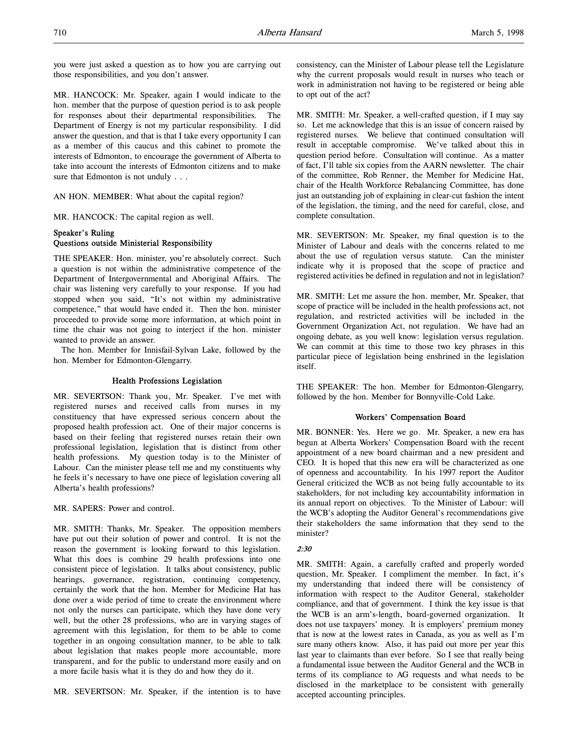you were just asked a question as to how you are carrying out those responsibilities, and you don't answer.

MR. HANCOCK: Mr. Speaker, again I would indicate to the hon. member that the purpose of question period is to ask people for responses about their departmental responsibilities. The Department of Energy is not my particular responsibility. I did answer the question, and that is that I take every opportunity I can as a member of this caucus and this cabinet to promote the interests of Edmonton, to encourage the government of Alberta to take into account the interests of Edmonton citizens and to make sure that Edmonton is not unduly . . .

AN HON. MEMBER: What about the capital region?

MR. HANCOCK: The capital region as well.

### Speaker's Ruling
### Questions outside Ministerial Responsibility

THE SPEAKER: Hon. minister, you're absolutely correct. Such a question is not within the administrative competence of the Department of Intergovernmental and Aboriginal Affairs. The chair was listening very carefully to your response. If you had stopped when you said, "It's not within my administrative competence," that would have ended it. Then the hon. minister proceeded to provide some more information, at which point in time the chair was not going to interject if the hon. minister wanted to provide an answer.

The hon. Member for Innisfail-Sylvan Lake, followed by the hon. Member for Edmonton-Glengarry.

### Health Professions Legislation

MR. SEVERTSON: Thank you, Mr. Speaker. I've met with registered nurses and received calls from nurses in my constituency that have expressed serious concern about the proposed health profession act. One of their major concerns is based on their feeling that registered nurses retain their own professional legislation, legislation that is distinct from other health professions. My question today is to the Minister of Labour. Can the minister please tell me and my constituents why he feels it's necessary to have one piece of legislation covering all Alberta's health professions?

MR. SAPERS: Power and control.

MR. SMITH: Thanks, Mr. Speaker. The opposition members have put out their solution of power and control. It is not the reason the government is looking forward to this legislation. What this does is combine 29 health professions into one consistent piece of legislation. It talks about consistency, public hearings, governance, registration, continuing competency, certainly the work that the hon. Member for Medicine Hat has done over a wide period of time to create the environment where not only the nurses can participate, which they have done very well, but the other 28 professions, who are in varying stages of agreement with this legislation, for them to be able to come together in an ongoing consultation manner, to be able to talk about legislation that makes people more accountable, more transparent, and for the public to understand more easily and on a more facile basis what it is they do and how they do it.

MR. SEVERTSON: Mr. Speaker, if the intention is to have consistency, can the Minister of Labour please tell the Legislature why the current proposals would result in nurses who teach or work in administration not having to be registered or being able to opt out of the act?

MR. SMITH: Mr. Speaker, a well-crafted question, if I may say so. Let me acknowledge that this is an issue of concern raised by registered nurses. We believe that continued consultation will result in acceptable compromise. We've talked about this in question period before. Consultation will continue. As a matter of fact, I'll table six copies from the AARN newsletter. The chair of the committee, Rob Renner, the Member for Medicine Hat, chair of the Health Workforce Rebalancing Committee, has done just an outstanding job of explaining in clear-cut fashion the intent of the legislation, the timing, and the need for careful, close, and complete consultation.

MR. SEVERTSON: Mr. Speaker, my final question is to the Minister of Labour and deals with the concerns related to me about the use of regulation versus statute. Can the minister indicate why it is proposed that the scope of practice and registered activities be defined in regulation and not in legislation?

MR. SMITH: Let me assure the hon. member, Mr. Speaker, that scope of practice will be included in the health professions act, not regulation, and restricted activities will be included in the Government Organization Act, not regulation. We have had an ongoing debate, as you well know: legislation versus regulation. We can commit at this time to those two key phrases in this particular piece of legislation being enshrined in the legislation itself.

THE SPEAKER: The hon. Member for Edmonton-Glengarry, followed by the hon. Member for Bonnyville-Cold Lake.

### Workers' Compensation Board

MR. BONNER: Yes. Here we go. Mr. Speaker, a new era has begun at Alberta Workers' Compensation Board with the recent appointment of a new board chairman and a new president and CEO. It is hoped that this new era will be characterized as one of openness and accountability. In his 1997 report the Auditor General criticized the WCB as not being fully accountable to its stakeholders, for not including key accountability information in its annual report on objectives. To the Minister of Labour: will the WCB's adopting the Auditor General's recommendations give their stakeholders the same information that they send to the minister?

*2:30*

MR. SMITH: Again, a carefully crafted and properly worded question, Mr. Speaker. I compliment the member. In fact, it's my understanding that indeed there will be consistency of information with respect to the Auditor General, stakeholder compliance, and that of government. I think the key issue is that the WCB is an arm's-length, board-governed organization. It does not use taxpayers' money. It is employers' premium money that is now at the lowest rates in Canada, as you as well as I'm sure many others know. Also, it has paid out more per year this last year to claimants than ever before. So I see that really being a fundamental issue between the Auditor General and the WCB in terms of its compliance to AG requests and what needs to be disclosed in the marketplace to be consistent with generally accepted accounting principles.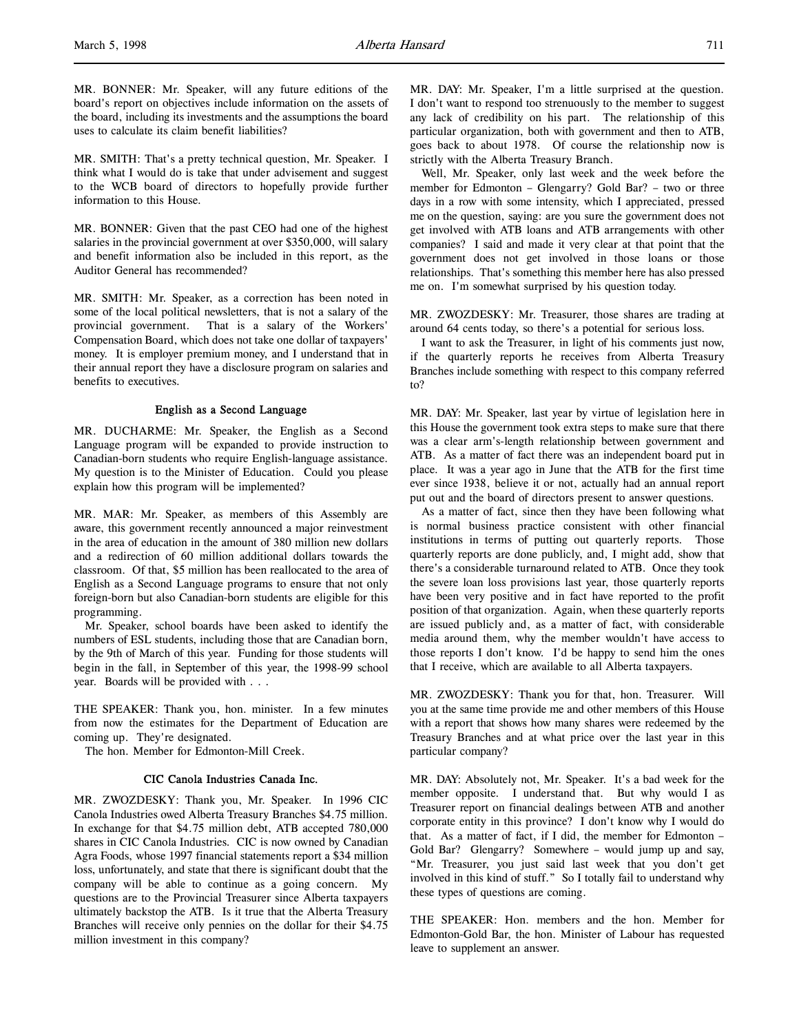MR. BONNER: Mr. Speaker, will any future editions of the board's report on objectives include information on the assets of the board, including its investments and the assumptions the board uses to calculate its claim benefit liabilities?

MR. SMITH: That's a pretty technical question, Mr. Speaker. I think what I would do is take that under advisement and suggest to the WCB board of directors to hopefully provide further information to this House.

MR. BONNER: Given that the past CEO had one of the highest salaries in the provincial government at over $350,000, will salary and benefit information also be included in this report, as the Auditor General has recommended?

MR. SMITH: Mr. Speaker, as a correction has been noted in some of the local political newsletters, that is not a salary of the provincial government. That is a salary of the Workers' Compensation Board, which does not take one dollar of taxpayers' money. It is employer premium money, and I understand that in their annual report they have a disclosure program on salaries and benefits to executives.

### English as a Second Language

MR. DUCHARME: Mr. Speaker, the English as a Second Language program will be expanded to provide instruction to Canadian-born students who require English-language assistance. My question is to the Minister of Education. Could you please explain how this program will be implemented?

MR. MAR: Mr. Speaker, as members of this Assembly are aware, this government recently announced a major reinvestment in the area of education in the amount of 380 million new dollars and a redirection of 60 million additional dollars towards the classroom. Of that, $5 million has been reallocated to the area of English as a Second Language programs to ensure that not only foreign-born but also Canadian-born students are eligible for this programming.

Mr. Speaker, school boards have been asked to identify the numbers of ESL students, including those that are Canadian born, by the 9th of March of this year. Funding for those students will begin in the fall, in September of this year, the 1998-99 school year. Boards will be provided with . . .

THE SPEAKER: Thank you, hon. minister. In a few minutes from now the estimates for the Department of Education are coming up. They're designated.

The hon. Member for Edmonton-Mill Creek.

### CIC Canola Industries Canada Inc.

MR. ZWOZDESKY: Thank you, Mr. Speaker. In 1996 CIC Canola Industries owed Alberta Treasury Branches $4.75 million. In exchange for that $4.75 million debt, ATB accepted 780,000 shares in CIC Canola Industries. CIC is now owned by Canadian Agra Foods, whose 1997 financial statements report a $34 million loss, unfortunately, and state that there is significant doubt that the company will be able to continue as a going concern. My questions are to the Provincial Treasurer since Alberta taxpayers ultimately backstop the ATB. Is it true that the Alberta Treasury Branches will receive only pennies on the dollar for their $4.75 million investment in this company?

MR. DAY: Mr. Speaker, I'm a little surprised at the question. I don't want to respond too strenuously to the member to suggest any lack of credibility on his part. The relationship of this particular organization, both with government and then to ATB, goes back to about 1978. Of course the relationship now is strictly with the Alberta Treasury Branch.

Well, Mr. Speaker, only last week and the week before the member for Edmonton – Glengarry? Gold Bar? – two or three days in a row with some intensity, which I appreciated, pressed me on the question, saying: are you sure the government does not get involved with ATB loans and ATB arrangements with other companies? I said and made it very clear at that point that the government does not get involved in those loans or those relationships. That's something this member here has also pressed me on. I'm somewhat surprised by his question today.

MR. ZWOZDESKY: Mr. Treasurer, those shares are trading at around 64 cents today, so there's a potential for serious loss.

I want to ask the Treasurer, in light of his comments just now, if the quarterly reports he receives from Alberta Treasury Branches include something with respect to this company referred to?

MR. DAY: Mr. Speaker, last year by virtue of legislation here in this House the government took extra steps to make sure that there was a clear arm's-length relationship between government and ATB. As a matter of fact there was an independent board put in place. It was a year ago in June that the ATB for the first time ever since 1938, believe it or not, actually had an annual report put out and the board of directors present to answer questions.

As a matter of fact, since then they have been following what is normal business practice consistent with other financial institutions in terms of putting out quarterly reports. Those quarterly reports are done publicly, and, I might add, show that there's a considerable turnaround related to ATB. Once they took the severe loan loss provisions last year, those quarterly reports have been very positive and in fact have reported to the profit position of that organization. Again, when these quarterly reports are issued publicly and, as a matter of fact, with considerable media around them, why the member wouldn't have access to those reports I don't know. I'd be happy to send him the ones that I receive, which are available to all Alberta taxpayers.

MR. ZWOZDESKY: Thank you for that, hon. Treasurer. Will you at the same time provide me and other members of this House with a report that shows how many shares were redeemed by the Treasury Branches and at what price over the last year in this particular company?

MR. DAY: Absolutely not, Mr. Speaker. It's a bad week for the member opposite. I understand that. But why would I as Treasurer report on financial dealings between ATB and another corporate entity in this province? I don't know why I would do that. As a matter of fact, if I did, the member for Edmonton – Gold Bar? Glengarry? Somewhere – would jump up and say, "Mr. Treasurer, you just said last week that you don't get involved in this kind of stuff." So I totally fail to understand why these types of questions are coming.

THE SPEAKER: Hon. members and the hon. Member for Edmonton-Gold Bar, the hon. Minister of Labour has requested leave to supplement an answer.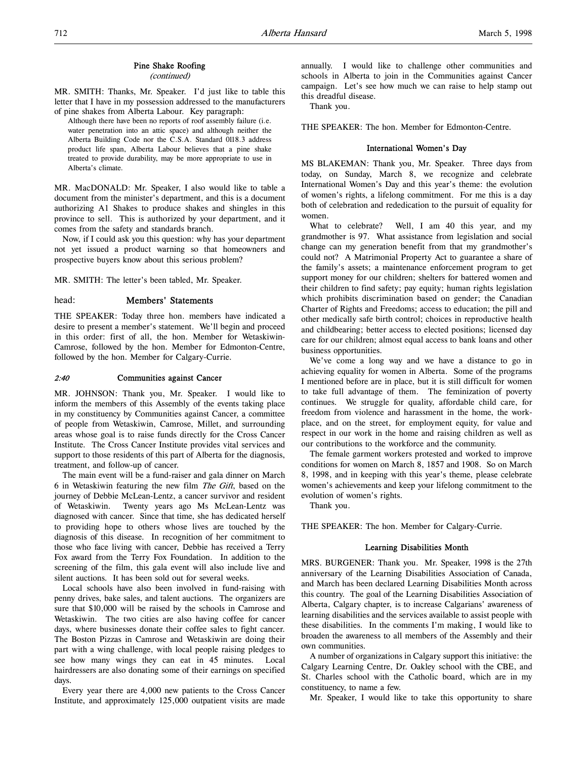## Pine Shake Roofing

*(continued)*

MR. SMITH: Thanks, Mr. Speaker. I'd just like to table this letter that I have in my possession addressed to the manufacturers of pine shakes from Alberta Labour. Key paragraph:

> Although there have been no reports of roof assembly failure (i.e. water penetration into an attic space) and although neither the Alberta Building Code nor the C.S.A. Standard 0118.3 address product life span, Alberta Labour believes that a pine shake treated to provide durability, may be more appropriate to use in Alberta's climate.

MR. MacDONALD: Mr. Speaker, I also would like to table a document from the minister's department, and this is a document authorizing A1 Shakes to produce shakes and shingles in this province to sell. This is authorized by your department, and it comes from the safety and standards branch.

Now, if I could ask you this question: why has your department not yet issued a product warning so that homeowners and prospective buyers know about this serious problem?

MR. SMITH: The letter's been tabled, Mr. Speaker.

head: **Members' Statements**

THE SPEAKER: Today three hon. members have indicated a desire to present a member's statement. We'll begin and proceed in this order: first of all, the hon. Member for Wetaskiwin-Camrose, followed by the hon. Member for Edmonton-Centre, followed by the hon. Member for Calgary-Currie.

## *2:40* Communities against Cancer

MR. JOHNSON: Thank you, Mr. Speaker. I would like to inform the members of this Assembly of the events taking place in my constituency by Communities against Cancer, a committee of people from Wetaskiwin, Camrose, Millet, and surrounding areas whose goal is to raise funds directly for the Cross Cancer Institute. The Cross Cancer Institute provides vital services and support to those residents of this part of Alberta for the diagnosis, treatment, and follow-up of cancer.

The main event will be a fund-raiser and gala dinner on March 6 in Wetaskiwin featuring the new film *The Gift*, based on the journey of Debbie McLean-Lentz, a cancer survivor and resident of Wetaskiwin. Twenty years ago Ms McLean-Lentz was diagnosed with cancer. Since that time, she has dedicated herself to providing hope to others whose lives are touched by the diagnosis of this disease. In recognition of her commitment to those who face living with cancer, Debbie has received a Terry Fox award from the Terry Fox Foundation. In addition to the screening of the film, this gala event will also include live and silent auctions. It has been sold out for several weeks.

Local schools have also been involved in fund-raising with penny drives, bake sales, and talent auctions. The organizers are sure that $10,000 will be raised by the schools in Camrose and Wetaskiwin. The two cities are also having coffee for cancer days, where businesses donate their coffee sales to fight cancer. The Boston Pizzas in Camrose and Wetaskiwin are doing their part with a wing challenge, with local people raising pledges to see how many wings they can eat in 45 minutes. Local hairdressers are also donating some of their earnings on specified days.

Every year there are 4,000 new patients to the Cross Cancer Institute, and approximately 125,000 outpatient visits are made annually. I would like to challenge other communities and schools in Alberta to join in the Communities against Cancer campaign. Let's see how much we can raise to help stamp out this dreadful disease.

Thank you.

THE SPEAKER: The hon. Member for Edmonton-Centre.

## International Women's Day

MS BLAKEMAN: Thank you, Mr. Speaker. Three days from today, on Sunday, March 8, we recognize and celebrate International Women's Day and this year's theme: the evolution of women's rights, a lifelong commitment. For me this is a day both of celebration and rededication to the pursuit of equality for women.

What to celebrate? Well, I am 40 this year, and my grandmother is 97. What assistance from legislation and social change can my generation benefit from that my grandmother's could not? A Matrimonial Property Act to guarantee a share of the family's assets; a maintenance enforcement program to get support money for our children; shelters for battered women and their children to find safety; pay equity; human rights legislation which prohibits discrimination based on gender; the Canadian Charter of Rights and Freedoms; access to education; the pill and other medically safe birth control; choices in reproductive health and childbearing; better access to elected positions; licensed day care for our children; almost equal access to bank loans and other business opportunities.

We've come a long way and we have a distance to go in achieving equality for women in Alberta. Some of the programs I mentioned before are in place, but it is still difficult for women to take full advantage of them. The feminization of poverty continues. We struggle for quality, affordable child care, for freedom from violence and harassment in the home, the workplace, and on the street, for employment equity, for value and respect in our work in the home and raising children as well as our contributions to the workforce and the community.

The female garment workers protested and worked to improve conditions for women on March 8, 1857 and 1908. So on March 8, 1998, and in keeping with this year's theme, please celebrate women's achievements and keep your lifelong commitment to the evolution of women's rights.

Thank you.

THE SPEAKER: The hon. Member for Calgary-Currie.

## Learning Disabilities Month

MRS. BURGENER: Thank you. Mr. Speaker, 1998 is the 27th anniversary of the Learning Disabilities Association of Canada, and March has been declared Learning Disabilities Month across this country. The goal of the Learning Disabilities Association of Alberta, Calgary chapter, is to increase Calgarians' awareness of learning disabilities and the services available to assist people with these disabilities. In the comments I'm making, I would like to broaden the awareness to all members of the Assembly and their own communities.

A number of organizations in Calgary support this initiative: the Calgary Learning Centre, Dr. Oakley school with the CBE, and St. Charles school with the Catholic board, which are in my constituency, to name a few.

Mr. Speaker, I would like to take this opportunity to share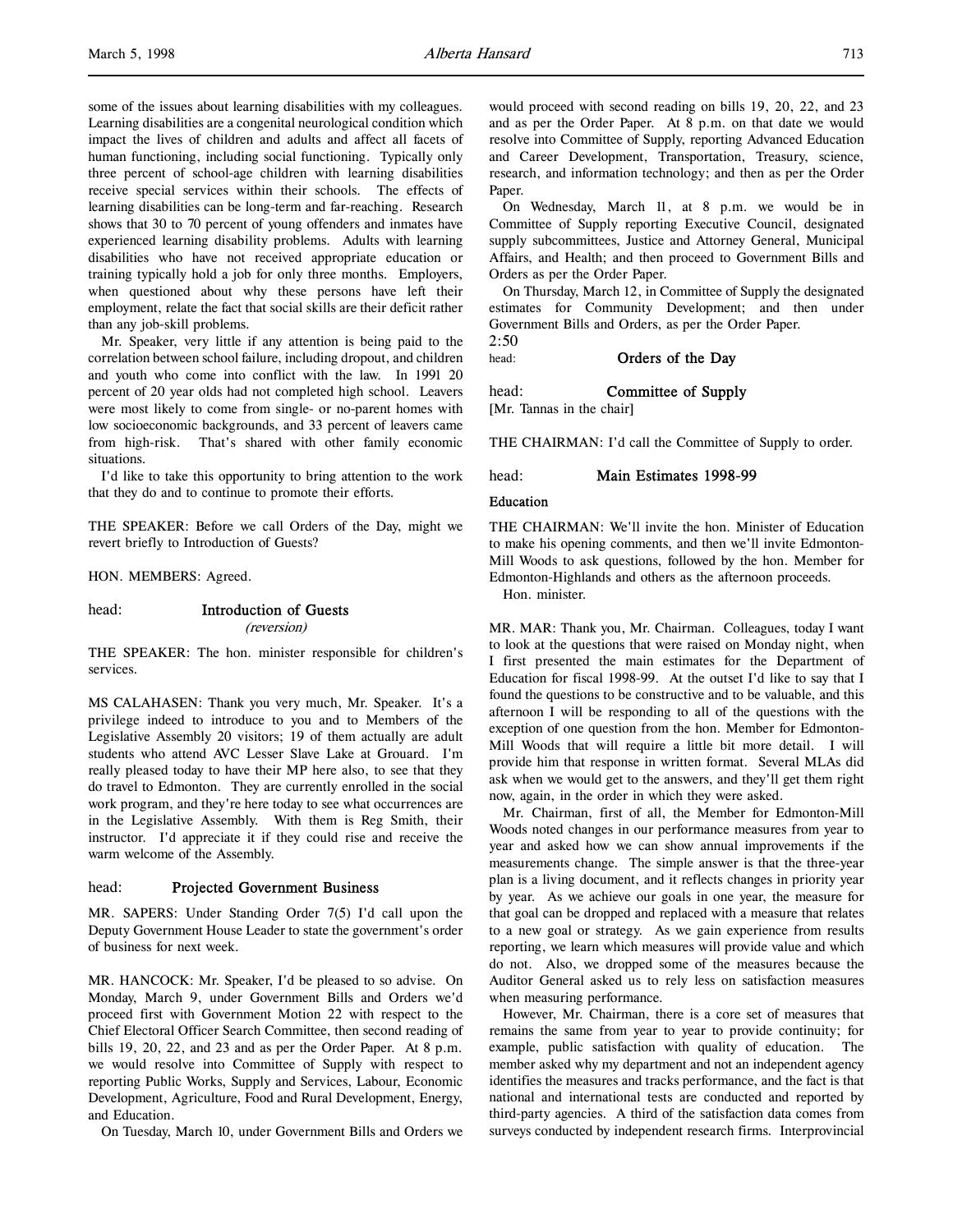some of the issues about learning disabilities with my colleagues. Learning disabilities are a congenital neurological condition which impact the lives of children and adults and affect all facets of human functioning, including social functioning. Typically only three percent of school-age children with learning disabilities receive special services within their schools. The effects of learning disabilities can be long-term and far-reaching. Research shows that 30 to 70 percent of young offenders and inmates have experienced learning disability problems. Adults with learning disabilities who have not received appropriate education or training typically hold a job for only three months. Employers, when questioned about why these persons have left their employment, relate the fact that social skills are their deficit rather than any job-skill problems.

Mr. Speaker, very little if any attention is being paid to the correlation between school failure, including dropout, and children and youth who come into conflict with the law. In 1991 20 percent of 20 year olds had not completed high school. Leavers were most likely to come from single- or no-parent homes with low socioeconomic backgrounds, and 33 percent of leavers came from high-risk. That's shared with other family economic situations.

I'd like to take this opportunity to bring attention to the work that they do and to continue to promote their efforts.

THE SPEAKER: Before we call Orders of the Day, might we revert briefly to Introduction of Guests?

HON. MEMBERS: Agreed.

head: **Introduction of Guests**
*(reversion)*

THE SPEAKER: The hon. minister responsible for children's services.

MS CALAHASEN: Thank you very much, Mr. Speaker. It's a privilege indeed to introduce to you and to Members of the Legislative Assembly 20 visitors; 19 of them actually are adult students who attend AVC Lesser Slave Lake at Grouard. I'm really pleased today to have their MP here also, to see that they do travel to Edmonton. They are currently enrolled in the social work program, and they're here today to see what occurrences are in the Legislative Assembly. With them is Reg Smith, their instructor. I'd appreciate it if they could rise and receive the warm welcome of the Assembly.

head: **Projected Government Business**

MR. SAPERS: Under Standing Order 7(5) I'd call upon the Deputy Government House Leader to state the government's order of business for next week.

MR. HANCOCK: Mr. Speaker, I'd be pleased to so advise. On Monday, March 9, under Government Bills and Orders we'd proceed first with Government Motion 22 with respect to the Chief Electoral Officer Search Committee, then second reading of bills 19, 20, 22, and 23 and as per the Order Paper. At 8 p.m. we would resolve into Committee of Supply with respect to reporting Public Works, Supply and Services, Labour, Economic Development, Agriculture, Food and Rural Development, Energy, and Education.

On Tuesday, March 10, under Government Bills and Orders we would proceed with second reading on bills 19, 20, 22, and 23 and as per the Order Paper. At 8 p.m. on that date we would resolve into Committee of Supply, reporting Advanced Education and Career Development, Transportation, Treasury, science, research, and information technology; and then as per the Order Paper.

On Wednesday, March 11, at 8 p.m. we would be in Committee of Supply reporting Executive Council, designated supply subcommittees, Justice and Attorney General, Municipal Affairs, and Health; and then proceed to Government Bills and Orders as per the Order Paper.

On Thursday, March 12, in Committee of Supply the designated estimates for Community Development; and then under Government Bills and Orders, as per the Order Paper.

2:50

head: **Orders of the Day**

head: **Committee of Supply**

[Mr. Tannas in the chair]

THE CHAIRMAN: I'd call the Committee of Supply to order.

head: **Main Estimates 1998-99**

**Education**

THE CHAIRMAN: We'll invite the hon. Minister of Education to make his opening comments, and then we'll invite Edmonton-Mill Woods to ask questions, followed by the hon. Member for Edmonton-Highlands and others as the afternoon proceeds.

Hon. minister.

MR. MAR: Thank you, Mr. Chairman. Colleagues, today I want to look at the questions that were raised on Monday night, when I first presented the main estimates for the Department of Education for fiscal 1998-99. At the outset I'd like to say that I found the questions to be constructive and to be valuable, and this afternoon I will be responding to all of the questions with the exception of one question from the hon. Member for Edmonton-Mill Woods that will require a little bit more detail. I will provide him that response in written format. Several MLAs did ask when we would get to the answers, and they'll get them right now, again, in the order in which they were asked.

Mr. Chairman, first of all, the Member for Edmonton-Mill Woods noted changes in our performance measures from year to year and asked how we can show annual improvements if the measurements change. The simple answer is that the three-year plan is a living document, and it reflects changes in priority year by year. As we achieve our goals in one year, the measure for that goal can be dropped and replaced with a measure that relates to a new goal or strategy. As we gain experience from results reporting, we learn which measures will provide value and which do not. Also, we dropped some of the measures because the Auditor General asked us to rely less on satisfaction measures when measuring performance.

However, Mr. Chairman, there is a core set of measures that remains the same from year to year to provide continuity; for example, public satisfaction with quality of education. The member asked why my department and not an independent agency identifies the measures and tracks performance, and the fact is that national and international tests are conducted and reported by third-party agencies. A third of the satisfaction data comes from surveys conducted by independent research firms. Interprovincial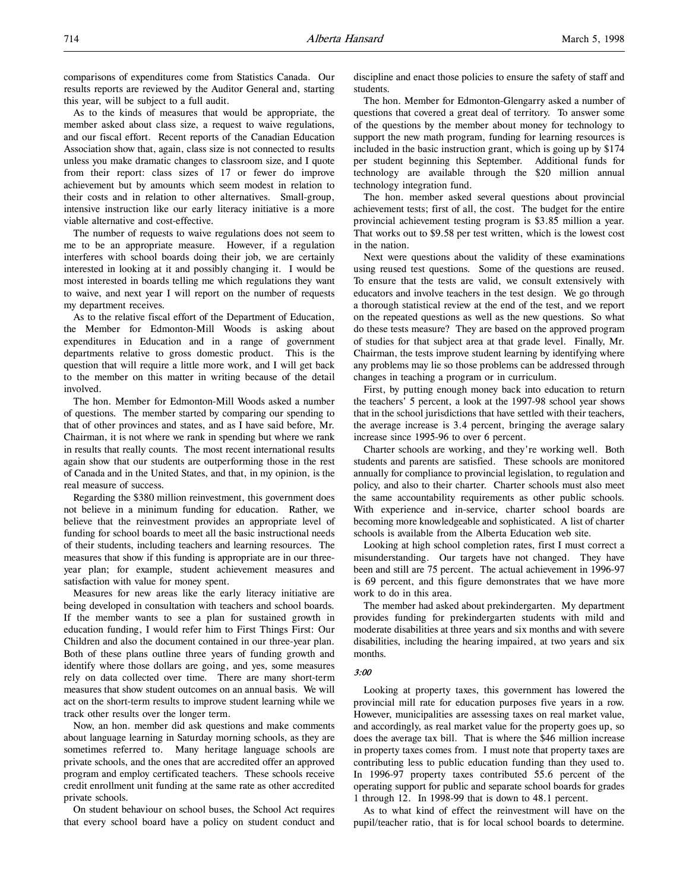comparisons of expenditures come from Statistics Canada. Our results reports are reviewed by the Auditor General and, starting this year, will be subject to a full audit.

As to the kinds of measures that would be appropriate, the member asked about class size, a request to waive regulations, and our fiscal effort. Recent reports of the Canadian Education Association show that, again, class size is not connected to results unless you make dramatic changes to classroom size, and I quote from their report: class sizes of 17 or fewer do improve achievement but by amounts which seem modest in relation to their costs and in relation to other alternatives. Small-group, intensive instruction like our early literacy initiative is a more viable alternative and cost-effective.

The number of requests to waive regulations does not seem to me to be an appropriate measure. However, if a regulation interferes with school boards doing their job, we are certainly interested in looking at it and possibly changing it. I would be most interested in boards telling me which regulations they want to waive, and next year I will report on the number of requests my department receives.

As to the relative fiscal effort of the Department of Education, the Member for Edmonton-Mill Woods is asking about expenditures in Education and in a range of government departments relative to gross domestic product. This is the question that will require a little more work, and I will get back to the member on this matter in writing because of the detail involved.

The hon. Member for Edmonton-Mill Woods asked a number of questions. The member started by comparing our spending to that of other provinces and states, and as I have said before, Mr. Chairman, it is not where we rank in spending but where we rank in results that really counts. The most recent international results again show that our students are outperforming those in the rest of Canada and in the United States, and that, in my opinion, is the real measure of success.

Regarding the $380 million reinvestment, this government does not believe in a minimum funding for education. Rather, we believe that the reinvestment provides an appropriate level of funding for school boards to meet all the basic instructional needs of their students, including teachers and learning resources. The measures that show if this funding is appropriate are in our three-year plan; for example, student achievement measures and satisfaction with value for money spent.

Measures for new areas like the early literacy initiative are being developed in consultation with teachers and school boards. If the member wants to see a plan for sustained growth in education funding, I would refer him to First Things First: Our Children and also the document contained in our three-year plan. Both of these plans outline three years of funding growth and identify where those dollars are going, and yes, some measures rely on data collected over time. There are many short-term measures that show student outcomes on an annual basis. We will act on the short-term results to improve student learning while we track other results over the longer term.

Now, an hon. member did ask questions and make comments about language learning in Saturday morning schools, as they are sometimes referred to. Many heritage language schools are private schools, and the ones that are accredited offer an approved program and employ certificated teachers. These schools receive credit enrollment unit funding at the same rate as other accredited private schools.

On student behaviour on school buses, the School Act requires that every school board have a policy on student conduct and discipline and enact those policies to ensure the safety of staff and students.

The hon. Member for Edmonton-Glengarry asked a number of questions that covered a great deal of territory. To answer some of the questions by the member about money for technology to support the new math program, funding for learning resources is included in the basic instruction grant, which is going up by $174 per student beginning this September. Additional funds for technology are available through the $20 million annual technology integration fund.

The hon. member asked several questions about provincial achievement tests; first of all, the cost. The budget for the entire provincial achievement testing program is $3.85 million a year. That works out to $9.58 per test written, which is the lowest cost in the nation.

Next were questions about the validity of these examinations using reused test questions. Some of the questions are reused. To ensure that the tests are valid, we consult extensively with educators and involve teachers in the test design. We go through a thorough statistical review at the end of the test, and we report on the repeated questions as well as the new questions. So what do these tests measure? They are based on the approved program of studies for that subject area at that grade level. Finally, Mr. Chairman, the tests improve student learning by identifying where any problems may lie so those problems can be addressed through changes in teaching a program or in curriculum.

First, by putting enough money back into education to return the teachers' 5 percent, a look at the 1997-98 school year shows that in the school jurisdictions that have settled with their teachers, the average increase is 3.4 percent, bringing the average salary increase since 1995-96 to over 6 percent.

Charter schools are working, and they're working well. Both students and parents are satisfied. These schools are monitored annually for compliance to provincial legislation, to regulation and policy, and also to their charter. Charter schools must also meet the same accountability requirements as other public schools. With experience and in-service, charter school boards are becoming more knowledgeable and sophisticated. A list of charter schools is available from the Alberta Education web site.

Looking at high school completion rates, first I must correct a misunderstanding. Our targets have not changed. They have been and still are 75 percent. The actual achievement in 1996-97 is 69 percent, and this figure demonstrates that we have more work to do in this area.

The member had asked about prekindergarten. My department provides funding for prekindergarten students with mild and moderate disabilities at three years and six months and with severe disabilities, including the hearing impaired, at two years and six months.

*3:00*

Looking at property taxes, this government has lowered the provincial mill rate for education purposes five years in a row. However, municipalities are assessing taxes on real market value, and accordingly, as real market value for the property goes up, so does the average tax bill. That is where the $46 million increase in property taxes comes from. I must note that property taxes are contributing less to public education funding than they used to. In 1996-97 property taxes contributed 55.6 percent of the operating support for public and separate school boards for grades 1 through 12. In 1998-99 that is down to 48.1 percent.

As to what kind of effect the reinvestment will have on the pupil/teacher ratio, that is for local school boards to determine.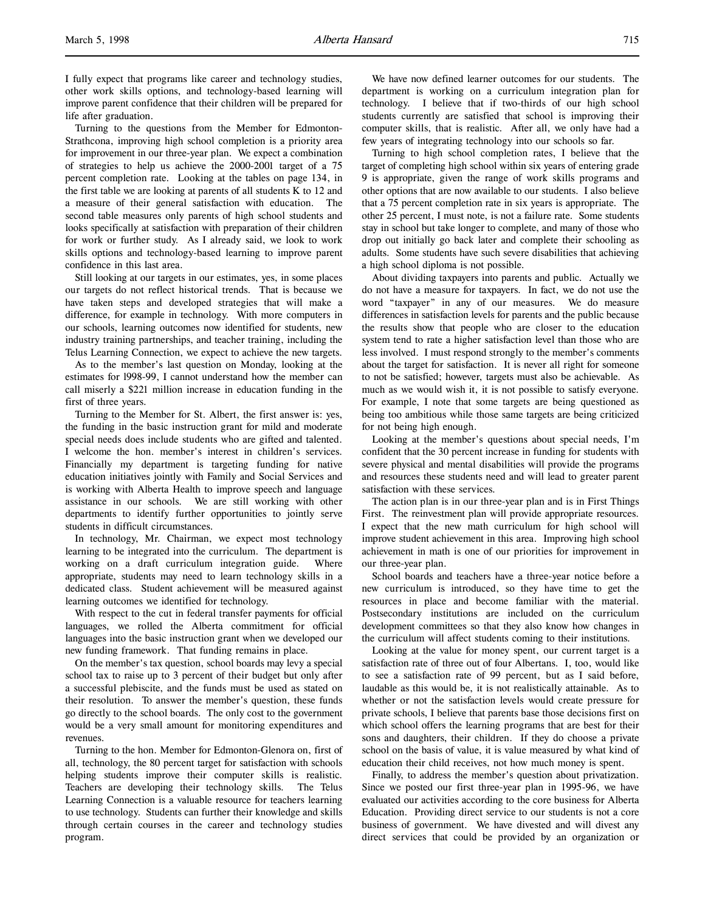I fully expect that programs like career and technology studies, other work skills options, and technology-based learning will improve parent confidence that their children will be prepared for life after graduation.

Turning to the questions from the Member for Edmonton-Strathcona, improving high school completion is a priority area for improvement in our three-year plan. We expect a combination of strategies to help us achieve the 2000-2001 target of a 75 percent completion rate. Looking at the tables on page 134, in the first table we are looking at parents of all students K to 12 and a measure of their general satisfaction with education. The second table measures only parents of high school students and looks specifically at satisfaction with preparation of their children for work or further study. As I already said, we look to work skills options and technology-based learning to improve parent confidence in this last area.

Still looking at our targets in our estimates, yes, in some places our targets do not reflect historical trends. That is because we have taken steps and developed strategies that will make a difference, for example in technology. With more computers in our schools, learning outcomes now identified for students, new industry training partnerships, and teacher training, including the Telus Learning Connection, we expect to achieve the new targets.

As to the member's last question on Monday, looking at the estimates for 1998-99, I cannot understand how the member can call miserly a $221 million increase in education funding in the first of three years.

Turning to the Member for St. Albert, the first answer is: yes, the funding in the basic instruction grant for mild and moderate special needs does include students who are gifted and talented. I welcome the hon. member's interest in children's services. Financially my department is targeting funding for native education initiatives jointly with Family and Social Services and is working with Alberta Health to improve speech and language assistance in our schools. We are still working with other departments to identify further opportunities to jointly serve students in difficult circumstances.

In technology, Mr. Chairman, we expect most technology learning to be integrated into the curriculum. The department is working on a draft curriculum integration guide. Where appropriate, students may need to learn technology skills in a dedicated class. Student achievement will be measured against learning outcomes we identified for technology.

With respect to the cut in federal transfer payments for official languages, we rolled the Alberta commitment for official languages into the basic instruction grant when we developed our new funding framework. That funding remains in place.

On the member's tax question, school boards may levy a special school tax to raise up to 3 percent of their budget but only after a successful plebiscite, and the funds must be used as stated on their resolution. To answer the member's question, these funds go directly to the school boards. The only cost to the government would be a very small amount for monitoring expenditures and revenues.

Turning to the hon. Member for Edmonton-Glenora on, first of all, technology, the 80 percent target for satisfaction with schools helping students improve their computer skills is realistic. Teachers are developing their technology skills. The Telus Learning Connection is a valuable resource for teachers learning to use technology. Students can further their knowledge and skills through certain courses in the career and technology studies program.

We have now defined learner outcomes for our students. The department is working on a curriculum integration plan for technology. I believe that if two-thirds of our high school students currently are satisfied that school is improving their computer skills, that is realistic. After all, we only have had a few years of integrating technology into our schools so far.

Turning to high school completion rates, I believe that the target of completing high school within six years of entering grade 9 is appropriate, given the range of work skills programs and other options that are now available to our students. I also believe that a 75 percent completion rate in six years is appropriate. The other 25 percent, I must note, is not a failure rate. Some students stay in school but take longer to complete, and many of those who drop out initially go back later and complete their schooling as adults. Some students have such severe disabilities that achieving a high school diploma is not possible.

About dividing taxpayers into parents and public. Actually we do not have a measure for taxpayers. In fact, we do not use the word "taxpayer" in any of our measures. We do measure differences in satisfaction levels for parents and the public because the results show that people who are closer to the education system tend to rate a higher satisfaction level than those who are less involved. I must respond strongly to the member's comments about the target for satisfaction. It is never all right for someone to not be satisfied; however, targets must also be achievable. As much as we would wish it, it is not possible to satisfy everyone. For example, I note that some targets are being questioned as being too ambitious while those same targets are being criticized for not being high enough.

Looking at the member's questions about special needs, I'm confident that the 30 percent increase in funding for students with severe physical and mental disabilities will provide the programs and resources these students need and will lead to greater parent satisfaction with these services.

The action plan is in our three-year plan and is in First Things First. The reinvestment plan will provide appropriate resources. I expect that the new math curriculum for high school will improve student achievement in this area. Improving high school achievement in math is one of our priorities for improvement in our three-year plan.

School boards and teachers have a three-year notice before a new curriculum is introduced, so they have time to get the resources in place and become familiar with the material. Postsecondary institutions are included on the curriculum development committees so that they also know how changes in the curriculum will affect students coming to their institutions.

Looking at the value for money spent, our current target is a satisfaction rate of three out of four Albertans. I, too, would like to see a satisfaction rate of 99 percent, but as I said before, laudable as this would be, it is not realistically attainable. As to whether or not the satisfaction levels would create pressure for private schools, I believe that parents base those decisions first on which school offers the learning programs that are best for their sons and daughters, their children. If they do choose a private school on the basis of value, it is value measured by what kind of education their child receives, not how much money is spent.

Finally, to address the member's question about privatization. Since we posted our first three-year plan in 1995-96, we have evaluated our activities according to the core business for Alberta Education. Providing direct service to our students is not a core business of government. We have divested and will divest any direct services that could be provided by an organization or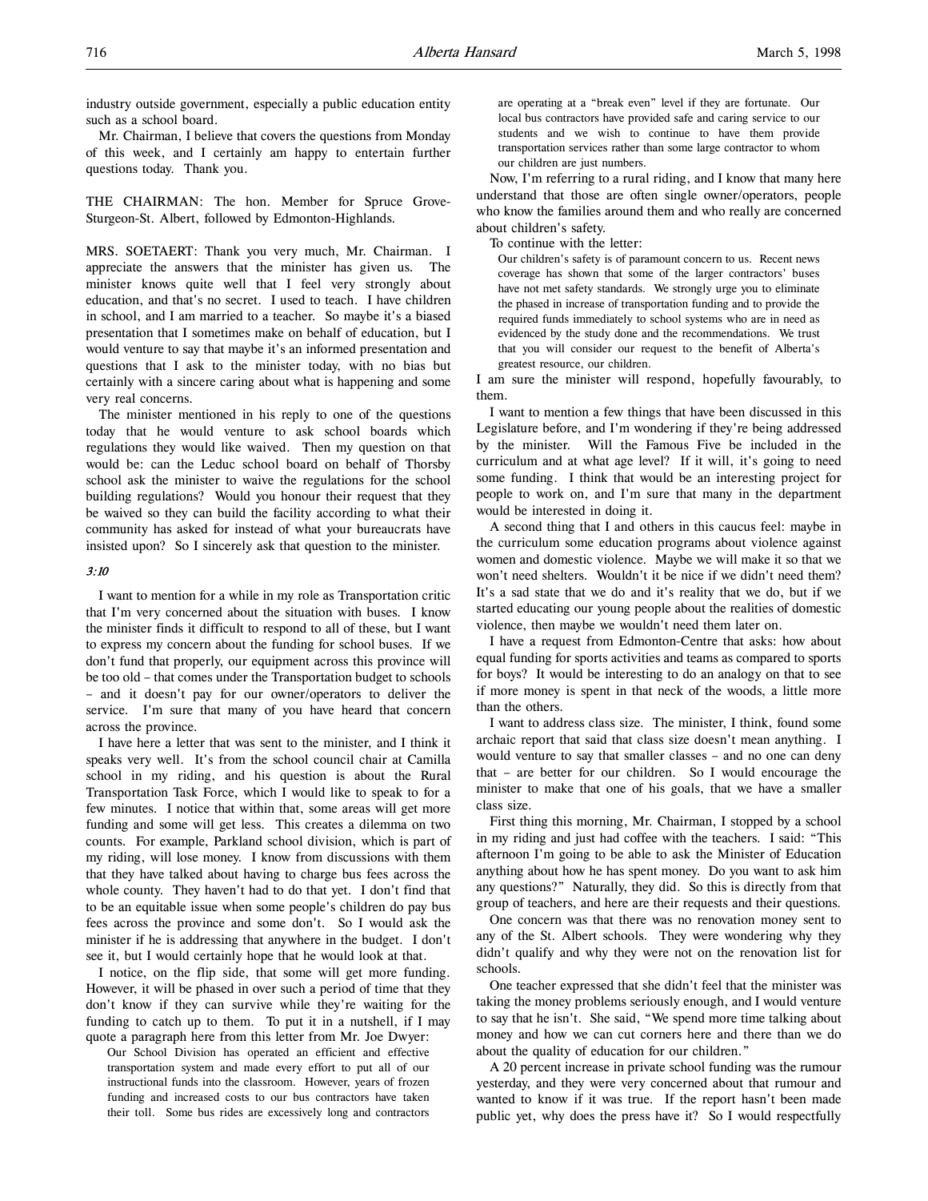industry outside government, especially a public education entity such as a school board.

Mr. Chairman, I believe that covers the questions from Monday of this week, and I certainly am happy to entertain further questions today. Thank you.

THE CHAIRMAN: The hon. Member for Spruce Grove-Sturgeon-St. Albert, followed by Edmonton-Highlands.

MRS. SOETAERT: Thank you very much, Mr. Chairman. I appreciate the answers that the minister has given us. The minister knows quite well that I feel very strongly about education, and that's no secret. I used to teach. I have children in school, and I am married to a teacher. So maybe it's a biased presentation that I sometimes make on behalf of education, but I would venture to say that maybe it's an informed presentation and questions that I ask to the minister today, with no bias but certainly with a sincere caring about what is happening and some very real concerns.

The minister mentioned in his reply to one of the questions today that he would venture to ask school boards which regulations they would like waived. Then my question on that would be: can the Leduc school board on behalf of Thorsby school ask the minister to waive the regulations for the school building regulations? Would you honour their request that they be waived so they can build the facility according to what their community has asked for instead of what your bureaucrats have insisted upon? So I sincerely ask that question to the minister.

*3:10*

I want to mention for a while in my role as Transportation critic that I'm very concerned about the situation with buses. I know the minister finds it difficult to respond to all of these, but I want to express my concern about the funding for school buses. If we don't fund that properly, our equipment across this province will be too old – that comes under the Transportation budget to schools – and it doesn't pay for our owner/operators to deliver the service. I'm sure that many of you have heard that concern across the province.

I have here a letter that was sent to the minister, and I think it speaks very well. It's from the school council chair at Camilla school in my riding, and his question is about the Rural Transportation Task Force, which I would like to speak to for a few minutes. I notice that within that, some areas will get more funding and some will get less. This creates a dilemma on two counts. For example, Parkland school division, which is part of my riding, will lose money. I know from discussions with them that they have talked about having to charge bus fees across the whole county. They haven't had to do that yet. I don't find that to be an equitable issue when some people's children do pay bus fees across the province and some don't. So I would ask the minister if he is addressing that anywhere in the budget. I don't see it, but I would certainly hope that he would look at that.

I notice, on the flip side, that some will get more funding. However, it will be phased in over such a period of time that they don't know if they can survive while they're waiting for the funding to catch up to them. To put it in a nutshell, if I may quote a paragraph here from this letter from Mr. Joe Dwyer:

> Our School Division has operated an efficient and effective transportation system and made every effort to put all of our instructional funds into the classroom. However, years of frozen funding and increased costs to our bus contractors have taken their toll. Some bus rides are excessively long and contractors are operating at a "break even" level if they are fortunate. Our local bus contractors have provided safe and caring service to our students and we wish to continue to have them provide transportation services rather than some large contractor to whom our children are just numbers.

Now, I'm referring to a rural riding, and I know that many here understand that those are often single owner/operators, people who know the families around them and who really are concerned about children's safety.

To continue with the letter:

> Our children's safety is of paramount concern to us. Recent news coverage has shown that some of the larger contractors' buses have not met safety standards. We strongly urge you to eliminate the phased in increase of transportation funding and to provide the required funds immediately to school systems who are in need as evidenced by the study done and the recommendations. We trust that you will consider our request to the benefit of Alberta's greatest resource, our children.

I am sure the minister will respond, hopefully favourably, to them.

I want to mention a few things that have been discussed in this Legislature before, and I'm wondering if they're being addressed by the minister. Will the Famous Five be included in the curriculum and at what age level? If it will, it's going to need some funding. I think that would be an interesting project for people to work on, and I'm sure that many in the department would be interested in doing it.

A second thing that I and others in this caucus feel: maybe in the curriculum some education programs about violence against women and domestic violence. Maybe we will make it so that we won't need shelters. Wouldn't it be nice if we didn't need them? It's a sad state that we do and it's reality that we do, but if we started educating our young people about the realities of domestic violence, then maybe we wouldn't need them later on.

I have a request from Edmonton-Centre that asks: how about equal funding for sports activities and teams as compared to sports for boys? It would be interesting to do an analogy on that to see if more money is spent in that neck of the woods, a little more than the others.

I want to address class size. The minister, I think, found some archaic report that said that class size doesn't mean anything. I would venture to say that smaller classes – and no one can deny that – are better for our children. So I would encourage the minister to make that one of his goals, that we have a smaller class size.

First thing this morning, Mr. Chairman, I stopped by a school in my riding and just had coffee with the teachers. I said: "This afternoon I'm going to be able to ask the Minister of Education anything about how he has spent money. Do you want to ask him any questions?" Naturally, they did. So this is directly from that group of teachers, and here are their requests and their questions.

One concern was that there was no renovation money sent to any of the St. Albert schools. They were wondering why they didn't qualify and why they were not on the renovation list for schools.

One teacher expressed that she didn't feel that the minister was taking the money problems seriously enough, and I would venture to say that he isn't. She said, "We spend more time talking about money and how we can cut corners here and there than we do about the quality of education for our children."

A 20 percent increase in private school funding was the rumour yesterday, and they were very concerned about that rumour and wanted to know if it was true. If the report hasn't been made public yet, why does the press have it? So I would respectfully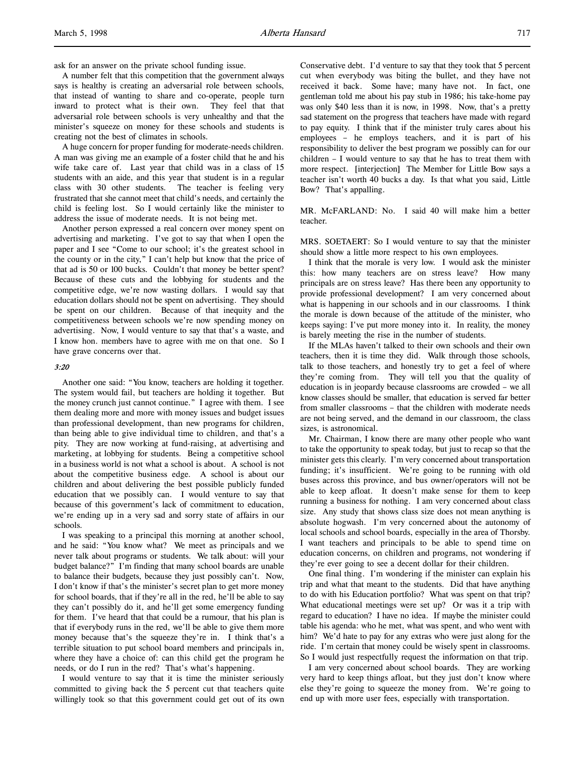ask for an answer on the private school funding issue.

A number felt that this competition that the government always says is healthy is creating an adversarial role between schools, that instead of wanting to share and co-operate, people turn inward to protect what is their own. They feel that that adversarial role between schools is very unhealthy and that the minister's squeeze on money for these schools and students is creating not the best of climates in schools.

A huge concern for proper funding for moderate-needs children. A man was giving me an example of a foster child that he and his wife take care of. Last year that child was in a class of 15 students with an aide, and this year that student is in a regular class with 30 other students. The teacher is feeling very frustrated that she cannot meet that child's needs, and certainly the child is feeling lost. So I would certainly like the minister to address the issue of moderate needs. It is not being met.

Another person expressed a real concern over money spent on advertising and marketing. I've got to say that when I open the paper and I see "Come to our school; it's the greatest school in the county or in the city," I can't help but know that the price of that ad is 50 or 100 bucks. Couldn't that money be better spent? Because of these cuts and the lobbying for students and the competitive edge, we're now wasting dollars. I would say that education dollars should not be spent on advertising. They should be spent on our children. Because of that inequity and the competitiveness between schools we're now spending money on advertising. Now, I would venture to say that that's a waste, and I know hon. members have to agree with me on that one. So I have grave concerns over that.

*3:20*

Another one said: "You know, teachers are holding it together. The system would fail, but teachers are holding it together. But the money crunch just cannot continue." I agree with them. I see them dealing more and more with money issues and budget issues than professional development, than new programs for children, than being able to give individual time to children, and that's a pity. They are now working at fund-raising, at advertising and marketing, at lobbying for students. Being a competitive school in a business world is not what a school is about. A school is not about the competitive business edge. A school is about our children and about delivering the best possible publicly funded education that we possibly can. I would venture to say that because of this government's lack of commitment to education, we're ending up in a very sad and sorry state of affairs in our schools.

I was speaking to a principal this morning at another school, and he said: "You know what? We meet as principals and we never talk about programs or students. We talk about: will your budget balance?" I'm finding that many school boards are unable to balance their budgets, because they just possibly can't. Now, I don't know if that's the minister's secret plan to get more money for school boards, that if they're all in the red, he'll be able to say they can't possibly do it, and he'll get some emergency funding for them. I've heard that that could be a rumour, that his plan is that if everybody runs in the red, we'll be able to give them more money because that's the squeeze they're in. I think that's a terrible situation to put school board members and principals in, where they have a choice of: can this child get the program he needs, or do I run in the red? That's what's happening.

I would venture to say that it is time the minister seriously committed to giving back the 5 percent cut that teachers quite willingly took so that this government could get out of its own Conservative debt. I'd venture to say that they took that 5 percent cut when everybody was biting the bullet, and they have not received it back. Some have; many have not. In fact, one gentleman told me about his pay stub in 1986; his take-home pay was only $40 less than it is now, in 1998. Now, that's a pretty sad statement on the progress that teachers have made with regard to pay equity. I think that if the minister truly cares about his employees – he employs teachers, and it is part of his responsibility to deliver the best program we possibly can for our children – I would venture to say that he has to treat them with more respect. [interjection] The Member for Little Bow says a teacher isn't worth 40 bucks a day. Is that what you said, Little Bow? That's appalling.

MR. McFARLAND: No. I said 40 will make him a better teacher.

MRS. SOETAERT: So I would venture to say that the minister should show a little more respect to his own employees.

I think that the morale is very low. I would ask the minister this: how many teachers are on stress leave? How many principals are on stress leave? Has there been any opportunity to provide professional development? I am very concerned about what is happening in our schools and in our classrooms. I think the morale is down because of the attitude of the minister, who keeps saying: I've put more money into it. In reality, the money is barely meeting the rise in the number of students.

If the MLAs haven't talked to their own schools and their own teachers, then it is time they did. Walk through those schools, talk to those teachers, and honestly try to get a feel of where they're coming from. They will tell you that the quality of education is in jeopardy because classrooms are crowded – we all know classes should be smaller, that education is served far better from smaller classrooms – that the children with moderate needs are not being served, and the demand in our classroom, the class sizes, is astronomical.

Mr. Chairman, I know there are many other people who want to take the opportunity to speak today, but just to recap so that the minister gets this clearly. I'm very concerned about transportation funding; it's insufficient. We're going to be running with old buses across this province, and bus owner/operators will not be able to keep afloat. It doesn't make sense for them to keep running a business for nothing. I am very concerned about class size. Any study that shows class size does not mean anything is absolute hogwash. I'm very concerned about the autonomy of local schools and school boards, especially in the area of Thorsby. I want teachers and principals to be able to spend time on education concerns, on children and programs, not wondering if they're ever going to see a decent dollar for their children.

One final thing. I'm wondering if the minister can explain his trip and what that meant to the students. Did that have anything to do with his Education portfolio? What was spent on that trip? What educational meetings were set up? Or was it a trip with regard to education? I have no idea. If maybe the minister could table his agenda: who he met, what was spent, and who went with him? We'd hate to pay for any extras who were just along for the ride. I'm certain that money could be wisely spent in classrooms. So I would just respectfully request the information on that trip.

I am very concerned about school boards. They are working very hard to keep things afloat, but they just don't know where else they're going to squeeze the money from. We're going to end up with more user fees, especially with transportation.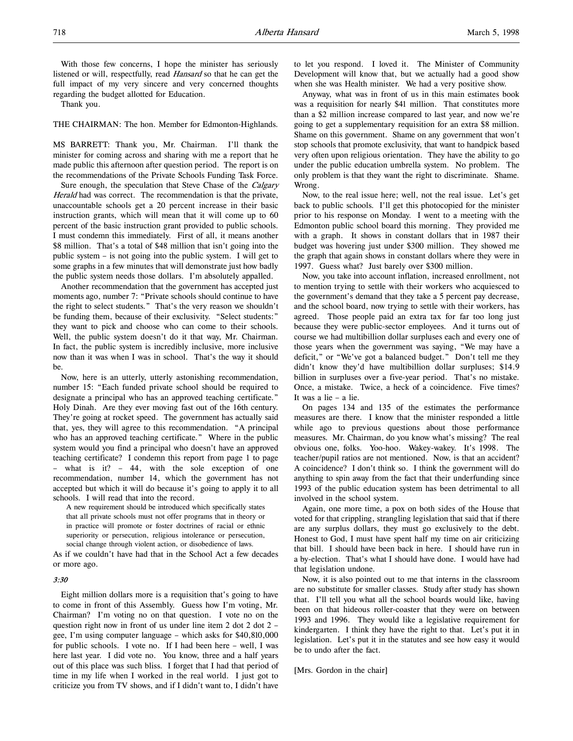With those few concerns, I hope the minister has seriously listened or will, respectfully, read *Hansard* so that he can get the full impact of my very sincere and very concerned thoughts regarding the budget allotted for Education.

Thank you.

THE CHAIRMAN: The hon. Member for Edmonton-Highlands.

MS BARRETT: Thank you, Mr. Chairman. I'll thank the minister for coming across and sharing with me a report that he made public this afternoon after question period. The report is on the recommendations of the Private Schools Funding Task Force.

Sure enough, the speculation that Steve Chase of the *Calgary Herald* had was correct. The recommendation is that the private, unaccountable schools get a 20 percent increase in their basic instruction grants, which will mean that it will come up to 60 percent of the basic instruction grant provided to public schools. I must condemn this immediately. First of all, it means another $8 million. That's a total of $48 million that isn't going into the public system – is not going into the public system. I will get to some graphs in a few minutes that will demonstrate just how badly the public system needs those dollars. I'm absolutely appalled.

Another recommendation that the government has accepted just moments ago, number 7: "Private schools should continue to have the right to select students." That's the very reason we shouldn't be funding them, because of their exclusivity. "Select students:" they want to pick and choose who can come to their schools. Well, the public system doesn't do it that way, Mr. Chairman. In fact, the public system is incredibly inclusive, more inclusive now than it was when I was in school. That's the way it should be.

Now, here is an utterly, utterly astonishing recommendation, number 15: "Each funded private school should be required to designate a principal who has an approved teaching certificate." Holy Dinah. Are they ever moving fast out of the 16th century. They're going at rocket speed. The government has actually said that, yes, they will agree to this recommendation. "A principal who has an approved teaching certificate." Where in the public system would you find a principal who doesn't have an approved teaching certificate? I condemn this report from page 1 to page – what is it? – 44, with the sole exception of one recommendation, number 14, which the government has not accepted but which it will do because it's going to apply it to all schools. I will read that into the record.

> A new requirement should be introduced which specifically states that all private schools must not offer programs that in theory or in practice will promote or foster doctrines of racial or ethnic superiority or persecution, religious intolerance or persecution, social change through violent action, or disobedience of laws.

As if we couldn't have had that in the School Act a few decades or more ago.

*3:30*

Eight million dollars more is a requisition that's going to have to come in front of this Assembly. Guess how I'm voting, Mr. Chairman? I'm voting no on that question. I vote no on the question right now in front of us under line item 2 dot 2 dot 2 – gee, I'm using computer language – which asks for $40,810,000 for public schools. I vote no. If I had been here – well, I was here last year. I did vote no. You know, three and a half years out of this place was such bliss. I forget that I had that period of time in my life when I worked in the real world. I just got to criticize you from TV shows, and if I didn't want to, I didn't have to let you respond. I loved it. The Minister of Community Development will know that, but we actually had a good show when she was Health minister. We had a very positive show.

Anyway, what was in front of us in this main estimates book was a requisition for nearly $41 million. That constitutes more than a $2 million increase compared to last year, and now we're going to get a supplementary requisition for an extra $8 million. Shame on this government. Shame on any government that won't stop schools that promote exclusivity, that want to handpick based very often upon religious orientation. They have the ability to go under the public education umbrella system. No problem. The only problem is that they want the right to discriminate. Shame. Wrong.

Now, to the real issue here; well, not the real issue. Let's get back to public schools. I'll get this photocopied for the minister prior to his response on Monday. I went to a meeting with the Edmonton public school board this morning. They provided me with a graph. It shows in constant dollars that in 1987 their budget was hovering just under $300 million. They showed me the graph that again shows in constant dollars where they were in 1997. Guess what? Just barely over $300 million.

Now, you take into account inflation, increased enrollment, not to mention trying to settle with their workers who acquiesced to the government's demand that they take a 5 percent pay decrease, and the school board, now trying to settle with their workers, has agreed. Those people paid an extra tax for far too long just because they were public-sector employees. And it turns out of course we had multibillion dollar surpluses each and every one of those years when the government was saying, "We may have a deficit," or "We've got a balanced budget." Don't tell me they didn't know they'd have multibillion dollar surpluses; $14.9 billion in surpluses over a five-year period. That's no mistake. Once, a mistake. Twice, a heck of a coincidence. Five times? It was a lie – a lie.

On pages 134 and 135 of the estimates the performance measures are there. I know that the minister responded a little while ago to previous questions about those performance measures. Mr. Chairman, do you know what's missing? The real obvious one, folks. Yoo-hoo. Wakey-wakey. It's 1998. The teacher/pupil ratios are not mentioned. Now, is that an accident? A coincidence? I don't think so. I think the government will do anything to spin away from the fact that their underfunding since 1993 of the public education system has been detrimental to all involved in the school system.

Again, one more time, a pox on both sides of the House that voted for that crippling, strangling legislation that said that if there are any surplus dollars, they must go exclusively to the debt. Honest to God, I must have spent half my time on air criticizing that bill. I should have been back in here. I should have run in a by-election. That's what I should have done. I would have had that legislation undone.

Now, it is also pointed out to me that interns in the classroom are no substitute for smaller classes. Study after study has shown that. I'll tell you what all the school boards would like, having been on that hideous roller-coaster that they were on between 1993 and 1996. They would like a legislative requirement for kindergarten. I think they have the right to that. Let's put it in legislation. Let's put it in the statutes and see how easy it would be to undo after the fact.

[Mrs. Gordon in the chair]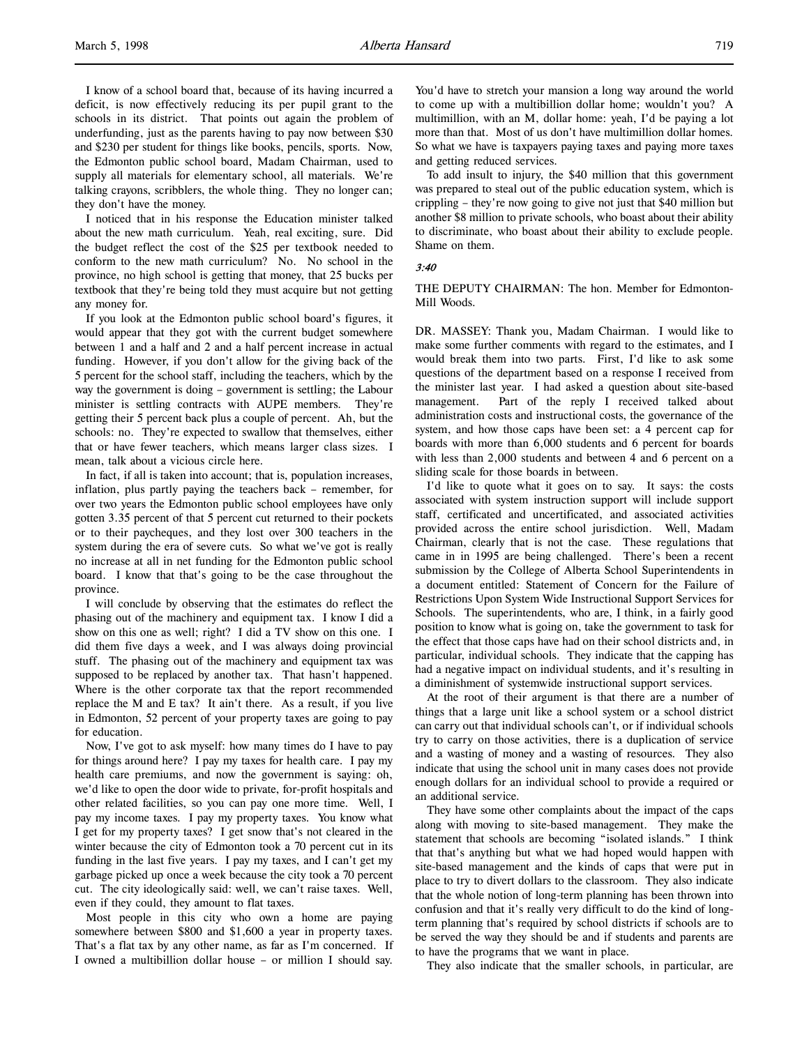I know of a school board that, because of its having incurred a deficit, is now effectively reducing its per pupil grant to the schools in its district. That points out again the problem of underfunding, just as the parents having to pay now between $30 and $230 per student for things like books, pencils, sports. Now, the Edmonton public school board, Madam Chairman, used to supply all materials for elementary school, all materials. We're talking crayons, scribblers, the whole thing. They no longer can; they don't have the money.

I noticed that in his response the Education minister talked about the new math curriculum. Yeah, real exciting, sure. Did the budget reflect the cost of the $25 per textbook needed to conform to the new math curriculum? No. No school in the province, no high school is getting that money, that 25 bucks per textbook that they're being told they must acquire but not getting any money for.

If you look at the Edmonton public school board's figures, it would appear that they got with the current budget somewhere between 1 and a half and 2 and a half percent increase in actual funding. However, if you don't allow for the giving back of the 5 percent for the school staff, including the teachers, which by the way the government is doing – government is settling; the Labour minister is settling contracts with AUPE members. They're getting their 5 percent back plus a couple of percent. Ah, but the schools: no. They're expected to swallow that themselves, either that or have fewer teachers, which means larger class sizes. I mean, talk about a vicious circle here.

In fact, if all is taken into account; that is, population increases, inflation, plus partly paying the teachers back – remember, for over two years the Edmonton public school employees have only gotten 3.35 percent of that 5 percent cut returned to their pockets or to their paycheques, and they lost over 300 teachers in the system during the era of severe cuts. So what we've got is really no increase at all in net funding for the Edmonton public school board. I know that that's going to be the case throughout the province.

I will conclude by observing that the estimates do reflect the phasing out of the machinery and equipment tax. I know I did a show on this one as well; right? I did a TV show on this one. I did them five days a week, and I was always doing provincial stuff. The phasing out of the machinery and equipment tax was supposed to be replaced by another tax. That hasn't happened. Where is the other corporate tax that the report recommended replace the M and E tax? It ain't there. As a result, if you live in Edmonton, 52 percent of your property taxes are going to pay for education.

Now, I've got to ask myself: how many times do I have to pay for things around here? I pay my taxes for health care. I pay my health care premiums, and now the government is saying: oh, we'd like to open the door wide to private, for-profit hospitals and other related facilities, so you can pay one more time. Well, I pay my income taxes. I pay my property taxes. You know what I get for my property taxes? I get snow that's not cleared in the winter because the city of Edmonton took a 70 percent cut in its funding in the last five years. I pay my taxes, and I can't get my garbage picked up once a week because the city took a 70 percent cut. The city ideologically said: well, we can't raise taxes. Well, even if they could, they amount to flat taxes.

Most people in this city who own a home are paying somewhere between $800 and $1,600 a year in property taxes. That's a flat tax by any other name, as far as I'm concerned. If I owned a multibillion dollar house – or million I should say. You'd have to stretch your mansion a long way around the world to come up with a multibillion dollar home; wouldn't you? A multimillion, with an M, dollar home: yeah, I'd be paying a lot more than that. Most of us don't have multimillion dollar homes. So what we have is taxpayers paying taxes and paying more taxes and getting reduced services.

To add insult to injury, the $40 million that this government was prepared to steal out of the public education system, which is crippling – they're now going to give not just that $40 million but another $8 million to private schools, who boast about their ability to discriminate, who boast about their ability to exclude people. Shame on them.

*3:40*

THE DEPUTY CHAIRMAN: The hon. Member for Edmonton-Mill Woods.

DR. MASSEY: Thank you, Madam Chairman. I would like to make some further comments with regard to the estimates, and I would break them into two parts. First, I'd like to ask some questions of the department based on a response I received from the minister last year. I had asked a question about site-based management. Part of the reply I received talked about administration costs and instructional costs, the governance of the system, and how those caps have been set: a 4 percent cap for boards with more than 6,000 students and 6 percent for boards with less than 2,000 students and between 4 and 6 percent on a sliding scale for those boards in between.

I'd like to quote what it goes on to say. It says: the costs associated with system instruction support will include support staff, certificated and uncertificated, and associated activities provided across the entire school jurisdiction. Well, Madam Chairman, clearly that is not the case. These regulations that came in in 1995 are being challenged. There's been a recent submission by the College of Alberta School Superintendents in a document entitled: Statement of Concern for the Failure of Restrictions Upon System Wide Instructional Support Services for Schools. The superintendents, who are, I think, in a fairly good position to know what is going on, take the government to task for the effect that those caps have had on their school districts and, in particular, individual schools. They indicate that the capping has had a negative impact on individual students, and it's resulting in a diminishment of systemwide instructional support services.

At the root of their argument is that there are a number of things that a large unit like a school system or a school district can carry out that individual schools can't, or if individual schools try to carry on those activities, there is a duplication of service and a wasting of money and a wasting of resources. They also indicate that using the school unit in many cases does not provide enough dollars for an individual school to provide a required or an additional service.

They have some other complaints about the impact of the caps along with moving to site-based management. They make the statement that schools are becoming "isolated islands." I think that that's anything but what we had hoped would happen with site-based management and the kinds of caps that were put in place to try to divert dollars to the classroom. They also indicate that the whole notion of long-term planning has been thrown into confusion and that it's really very difficult to do the kind of long-term planning that's required by school districts if schools are to be served the way they should be and if students and parents are to have the programs that we want in place.

They also indicate that the smaller schools, in particular, are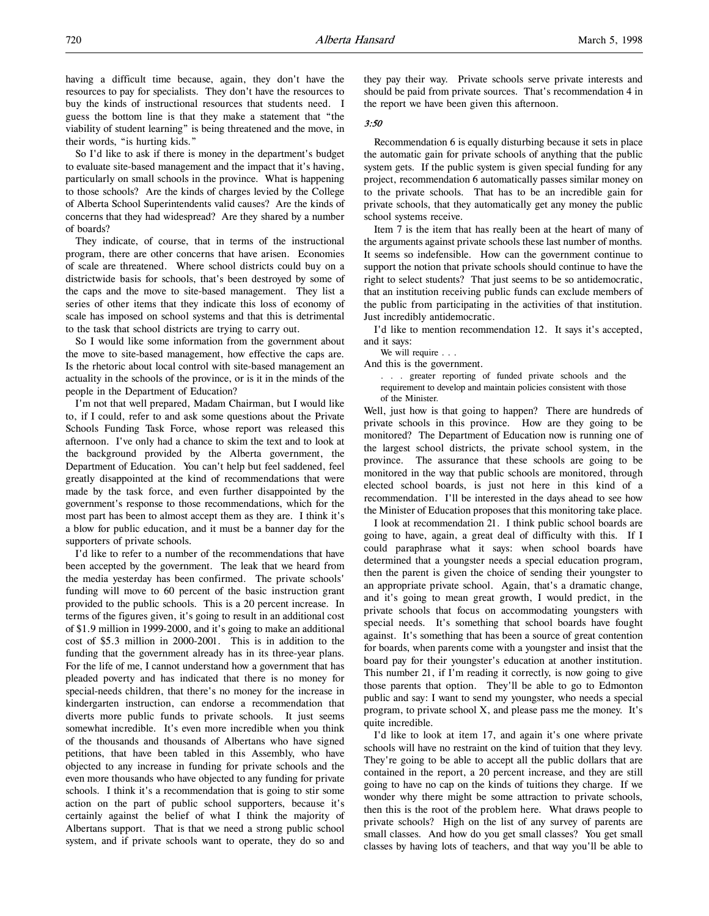having a difficult time because, again, they don't have the resources to pay for specialists. They don't have the resources to buy the kinds of instructional resources that students need. I guess the bottom line is that they make a statement that "the viability of student learning" is being threatened and the move, in their words, "is hurting kids."

So I'd like to ask if there is money in the department's budget to evaluate site-based management and the impact that it's having, particularly on small schools in the province. What is happening to those schools? Are the kinds of charges levied by the College of Alberta School Superintendents valid causes? Are the kinds of concerns that they had widespread? Are they shared by a number of boards?

They indicate, of course, that in terms of the instructional program, there are other concerns that have arisen. Economies of scale are threatened. Where school districts could buy on a districtwide basis for schools, that's been destroyed by some of the caps and the move to site-based management. They list a series of other items that they indicate this loss of economy of scale has imposed on school systems and that this is detrimental to the task that school districts are trying to carry out.

So I would like some information from the government about the move to site-based management, how effective the caps are. Is the rhetoric about local control with site-based management an actuality in the schools of the province, or is it in the minds of the people in the Department of Education?

I'm not that well prepared, Madam Chairman, but I would like to, if I could, refer to and ask some questions about the Private Schools Funding Task Force, whose report was released this afternoon. I've only had a chance to skim the text and to look at the background provided by the Alberta government, the Department of Education. You can't help but feel saddened, feel greatly disappointed at the kind of recommendations that were made by the task force, and even further disappointed by the government's response to those recommendations, which for the most part has been to almost accept them as they are. I think it's a blow for public education, and it must be a banner day for the supporters of private schools.

I'd like to refer to a number of the recommendations that have been accepted by the government. The leak that we heard from the media yesterday has been confirmed. The private schools' funding will move to 60 percent of the basic instruction grant provided to the public schools. This is a 20 percent increase. In terms of the figures given, it's going to result in an additional cost of $1.9 million in 1999-2000, and it's going to make an additional cost of $5.3 million in 2000-2001. This is in addition to the funding that the government already has in its three-year plans. For the life of me, I cannot understand how a government that has pleaded poverty and has indicated that there is no money for special-needs children, that there's no money for the increase in kindergarten instruction, can endorse a recommendation that diverts more public funds to private schools. It just seems somewhat incredible. It's even more incredible when you think of the thousands and thousands of Albertans who have signed petitions, that have been tabled in this Assembly, who have objected to any increase in funding for private schools and the even more thousands who have objected to any funding for private schools. I think it's a recommendation that is going to stir some action on the part of public school supporters, because it's certainly against the belief of what I think the majority of Albertans support. That is that we need a strong public school system, and if private schools want to operate, they do so and they pay their way. Private schools serve private interests and should be paid from private sources. That's recommendation 4 in the report we have been given this afternoon.

*3:50*

Recommendation 6 is equally disturbing because it sets in place the automatic gain for private schools of anything that the public system gets. If the public system is given special funding for any project, recommendation 6 automatically passes similar money on to the private schools. That has to be an incredible gain for private schools, that they automatically get any money the public school systems receive.

Item 7 is the item that has really been at the heart of many of the arguments against private schools these last number of months. It seems so indefensible. How can the government continue to support the notion that private schools should continue to have the right to select students? That just seems to be so antidemocratic, that an institution receiving public funds can exclude members of the public from participating in the activities of that institution. Just incredibly antidemocratic.

I'd like to mention recommendation 12. It says it's accepted, and it says:

> We will require . . .

And this is the government.

> . . . greater reporting of funded private schools and the requirement to develop and maintain policies consistent with those of the Minister.

Well, just how is that going to happen? There are hundreds of private schools in this province. How are they going to be monitored? The Department of Education now is running one of the largest school districts, the private school system, in the province. The assurance that these schools are going to be monitored in the way that public schools are monitored, through elected school boards, is just not here in this kind of a recommendation. I'll be interested in the days ahead to see how the Minister of Education proposes that this monitoring take place.

I look at recommendation 21. I think public school boards are going to have, again, a great deal of difficulty with this. If I could paraphrase what it says: when school boards have determined that a youngster needs a special education program, then the parent is given the choice of sending their youngster to an appropriate private school. Again, that's a dramatic change, and it's going to mean great growth, I would predict, in the private schools that focus on accommodating youngsters with special needs. It's something that school boards have fought against. It's something that has been a source of great contention for boards, when parents come with a youngster and insist that the board pay for their youngster's education at another institution. This number 21, if I'm reading it correctly, is now going to give those parents that option. They'll be able to go to Edmonton public and say: I want to send my youngster, who needs a special program, to private school X, and please pass me the money. It's quite incredible.

I'd like to look at item 17, and again it's one where private schools will have no restraint on the kind of tuition that they levy. They're going to be able to accept all the public dollars that are contained in the report, a 20 percent increase, and they are still going to have no cap on the kinds of tuitions they charge. If we wonder why there might be some attraction to private schools, then this is the root of the problem here. What draws people to private schools? High on the list of any survey of parents are small classes. And how do you get small classes? You get small classes by having lots of teachers, and that way you'll be able to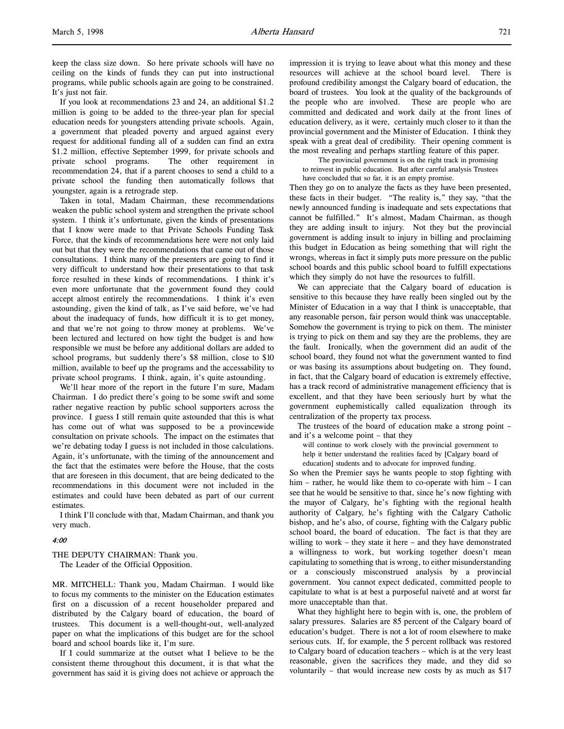keep the class size down. So here private schools will have no ceiling on the kinds of funds they can put into instructional programs, while public schools again are going to be constrained. It's just not fair.

If you look at recommendations 23 and 24, an additional $1.2 million is going to be added to the three-year plan for special education needs for youngsters attending private schools. Again, a government that pleaded poverty and argued against every request for additional funding all of a sudden can find an extra $1.2 million, effective September 1999, for private schools and private school programs. The other requirement in recommendation 24, that if a parent chooses to send a child to a private school the funding then automatically follows that youngster, again is a retrograde step.

Taken in total, Madam Chairman, these recommendations weaken the public school system and strengthen the private school system. I think it's unfortunate, given the kinds of presentations that I know were made to that Private Schools Funding Task Force, that the kinds of recommendations here were not only laid out but that they were the recommendations that came out of those consultations. I think many of the presenters are going to find it very difficult to understand how their presentations to that task force resulted in these kinds of recommendations. I think it's even more unfortunate that the government found they could accept almost entirely the recommendations. I think it's even astounding, given the kind of talk, as I've said before, we've had about the inadequacy of funds, how difficult it is to get money, and that we're not going to throw money at problems. We've been lectured and lectured on how tight the budget is and how responsible we must be before any additional dollars are added to school programs, but suddenly there's $8 million, close to $10 million, available to beef up the programs and the accessability to private school programs. I think, again, it's quite astounding.

We'll hear more of the report in the future I'm sure, Madam Chairman. I do predict there's going to be some swift and some rather negative reaction by public school supporters across the province. I guess I still remain quite astounded that this is what has come out of what was supposed to be a provincewide consultation on private schools. The impact on the estimates that we're debating today I guess is not included in those calculations. Again, it's unfortunate, with the timing of the announcement and the fact that the estimates were before the House, that the costs that are foreseen in this document, that are being dedicated to the recommendations in this document were not included in the estimates and could have been debated as part of our current estimates.

I think I'll conclude with that, Madam Chairman, and thank you very much.

*4:00*

THE DEPUTY CHAIRMAN: Thank you.
The Leader of the Official Opposition.

MR. MITCHELL: Thank you, Madam Chairman. I would like to focus my comments to the minister on the Education estimates first on a discussion of a recent householder prepared and distributed by the Calgary board of education, the board of trustees. This document is a well-thought-out, well-analyzed paper on what the implications of this budget are for the school board and school boards like it, I'm sure.

If I could summarize at the outset what I believe to be the consistent theme throughout this document, it is that what the government has said it is giving does not achieve or approach the impression it is trying to leave about what this money and these resources will achieve at the school board level. There is profound credibility amongst the Calgary board of education, the board of trustees. You look at the quality of the backgrounds of the people who are involved. These are people who are committed and dedicated and work daily at the front lines of education delivery, as it were, certainly much closer to it than the provincial government and the Minister of Education. I think they speak with a great deal of credibility. Their opening comment is the most revealing and perhaps startling feature of this paper.

> The provincial government is on the right track in promising to reinvest in public education. But after careful analysis Trustees have concluded that so far, it is an empty promise.

Then they go on to analyze the facts as they have been presented, these facts in their budget. "The reality is," they say, "that the newly announced funding is inadequate and sets expectations that cannot be fulfilled." It's almost, Madam Chairman, as though they are adding insult to injury. Not they but the provincial government is adding insult to injury in billing and proclaiming this budget in Education as being something that will right the wrongs, whereas in fact it simply puts more pressure on the public school boards and this public school board to fulfill expectations which they simply do not have the resources to fulfill.

We can appreciate that the Calgary board of education is sensitive to this because they have really been singled out by the Minister of Education in a way that I think is unacceptable, that any reasonable person, fair person would think was unacceptable. Somehow the government is trying to pick on them. The minister is trying to pick on them and say they are the problems, they are the fault. Ironically, when the government did an audit of the school board, they found not what the government wanted to find or was basing its assumptions about budgeting on. They found, in fact, that the Calgary board of education is extremely effective, has a track record of administrative management efficiency that is excellent, and that they have been seriously hurt by what the government euphemistically called equalization through its centralization of the property tax process.

The trustees of the board of education make a strong point – and it's a welcome point – that they

> will continue to work closely with the provincial government to help it better understand the realities faced by [Calgary board of education] students and to advocate for improved funding.

So when the Premier says he wants people to stop fighting with him – rather, he would like them to co-operate with him – I can see that he would be sensitive to that, since he's now fighting with the mayor of Calgary, he's fighting with the regional health authority of Calgary, he's fighting with the Calgary Catholic bishop, and he's also, of course, fighting with the Calgary public school board, the board of education. The fact is that they are willing to work – they state it here – and they have demonstrated a willingness to work, but working together doesn't mean capitulating to something that is wrong, to either misunderstanding or a consciously misconstrued analysis by a provincial government. You cannot expect dedicated, committed people to capitulate to what is at best a purposeful naiveté and at worst far more unacceptable than that.

What they highlight here to begin with is, one, the problem of salary pressures. Salaries are 85 percent of the Calgary board of education's budget. There is not a lot of room elsewhere to make serious cuts. If, for example, the 5 percent rollback was restored to Calgary board of education teachers – which is at the very least reasonable, given the sacrifices they made, and they did so voluntarily – that would increase new costs by as much as $17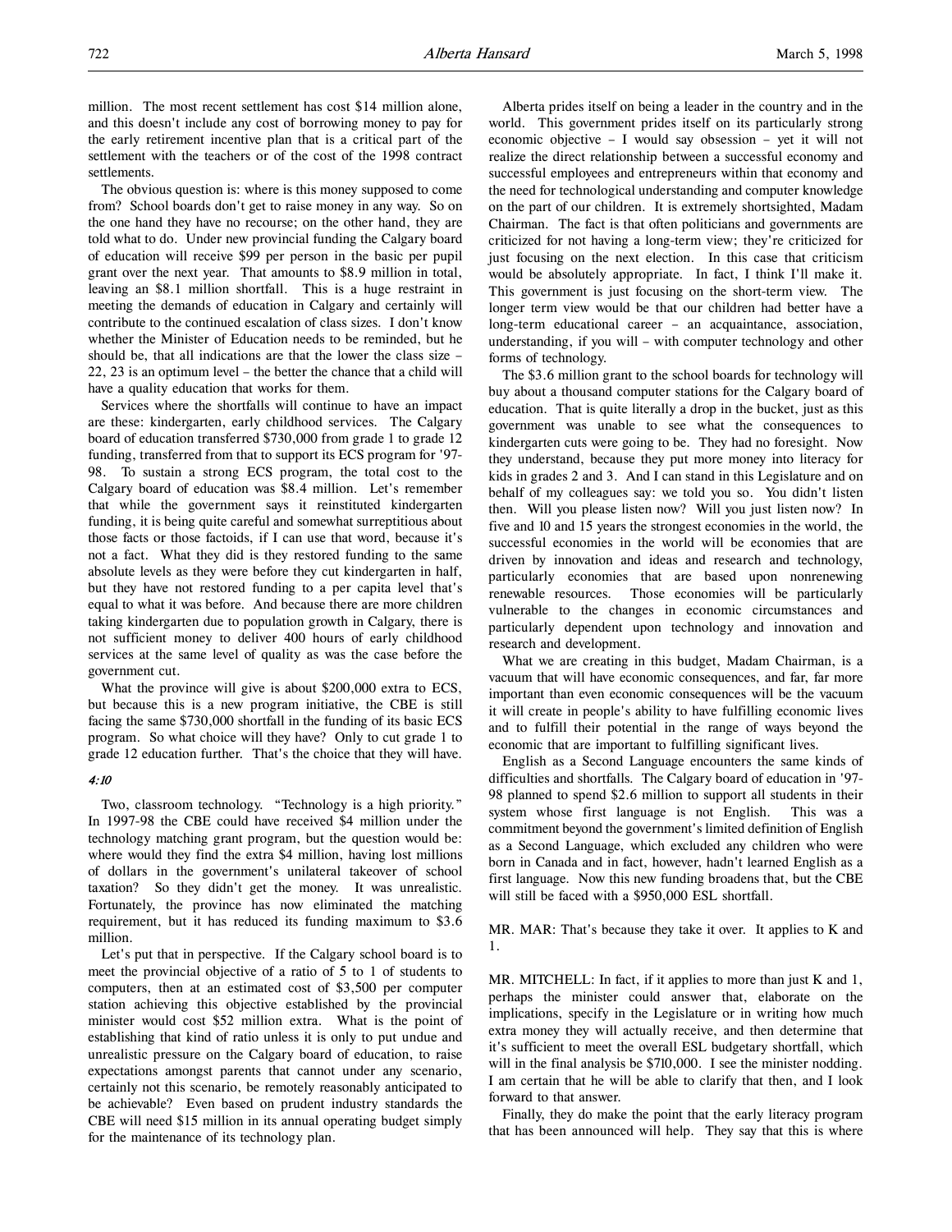million. The most recent settlement has cost $14 million alone, and this doesn't include any cost of borrowing money to pay for the early retirement incentive plan that is a critical part of the settlement with the teachers or of the cost of the 1998 contract settlements.

The obvious question is: where is this money supposed to come from? School boards don't get to raise money in any way. So on the one hand they have no recourse; on the other hand, they are told what to do. Under new provincial funding the Calgary board of education will receive $99 per person in the basic per pupil grant over the next year. That amounts to $8.9 million in total, leaving an $8.1 million shortfall. This is a huge restraint in meeting the demands of education in Calgary and certainly will contribute to the continued escalation of class sizes. I don't know whether the Minister of Education needs to be reminded, but he should be, that all indications are that the lower the class size – 22, 23 is an optimum level – the better the chance that a child will have a quality education that works for them.

Services where the shortfalls will continue to have an impact are these: kindergarten, early childhood services. The Calgary board of education transferred $730,000 from grade 1 to grade 12 funding, transferred from that to support its ECS program for '97-98. To sustain a strong ECS program, the total cost to the Calgary board of education was $8.4 million. Let's remember that while the government says it reinstituted kindergarten funding, it is being quite careful and somewhat surreptitious about those facts or those factoids, if I can use that word, because it's not a fact. What they did is they restored funding to the same absolute levels as they were before they cut kindergarten in half, but they have not restored funding to a per capita level that's equal to what it was before. And because there are more children taking kindergarten due to population growth in Calgary, there is not sufficient money to deliver 400 hours of early childhood services at the same level of quality as was the case before the government cut.

What the province will give is about $200,000 extra to ECS, but because this is a new program initiative, the CBE is still facing the same $730,000 shortfall in the funding of its basic ECS program. So what choice will they have? Only to cut grade 1 to grade 12 education further. That's the choice that they will have.

*4:10*

Two, classroom technology. "Technology is a high priority." In 1997-98 the CBE could have received $4 million under the technology matching grant program, but the question would be: where would they find the extra $4 million, having lost millions of dollars in the government's unilateral takeover of school taxation? So they didn't get the money. It was unrealistic. Fortunately, the province has now eliminated the matching requirement, but it has reduced its funding maximum to $3.6 million.

Let's put that in perspective. If the Calgary school board is to meet the provincial objective of a ratio of 5 to 1 of students to computers, then at an estimated cost of $3,500 per computer station achieving this objective established by the provincial minister would cost $52 million extra. What is the point of establishing that kind of ratio unless it is only to put undue and unrealistic pressure on the Calgary board of education, to raise expectations amongst parents that cannot under any scenario, certainly not this scenario, be remotely reasonably anticipated to be achievable? Even based on prudent industry standards the CBE will need $15 million in its annual operating budget simply for the maintenance of its technology plan.

Alberta prides itself on being a leader in the country and in the world. This government prides itself on its particularly strong economic objective – I would say obsession – yet it will not realize the direct relationship between a successful economy and successful employees and entrepreneurs within that economy and the need for technological understanding and computer knowledge on the part of our children. It is extremely shortsighted, Madam Chairman. The fact is that often politicians and governments are criticized for not having a long-term view; they're criticized for just focusing on the next election. In this case that criticism would be absolutely appropriate. In fact, I think I'll make it. This government is just focusing on the short-term view. The longer term view would be that our children had better have a long-term educational career – an acquaintance, association, understanding, if you will – with computer technology and other forms of technology.

The $3.6 million grant to the school boards for technology will buy about a thousand computer stations for the Calgary board of education. That is quite literally a drop in the bucket, just as this government was unable to see what the consequences to kindergarten cuts were going to be. They had no foresight. Now they understand, because they put more money into literacy for kids in grades 2 and 3. And I can stand in this Legislature and on behalf of my colleagues say: we told you so. You didn't listen then. Will you please listen now? Will you just listen now? In five and 10 and 15 years the strongest economies in the world, the successful economies in the world will be economies that are driven by innovation and ideas and research and technology, particularly economies that are based upon nonrenewing renewable resources. Those economies will be particularly vulnerable to the changes in economic circumstances and particularly dependent upon technology and innovation and research and development.

What we are creating in this budget, Madam Chairman, is a vacuum that will have economic consequences, and far, far more important than even economic consequences will be the vacuum it will create in people's ability to have fulfilling economic lives and to fulfill their potential in the range of ways beyond the economic that are important to fulfilling significant lives.

English as a Second Language encounters the same kinds of difficulties and shortfalls. The Calgary board of education in '97-98 planned to spend $2.6 million to support all students in their system whose first language is not English. This was a commitment beyond the government's limited definition of English as a Second Language, which excluded any children who were born in Canada and in fact, however, hadn't learned English as a first language. Now this new funding broadens that, but the CBE will still be faced with a $950,000 ESL shortfall.

MR. MAR: That's because they take it over. It applies to K and 1.

MR. MITCHELL: In fact, if it applies to more than just K and 1, perhaps the minister could answer that, elaborate on the implications, specify in the Legislature or in writing how much extra money they will actually receive, and then determine that it's sufficient to meet the overall ESL budgetary shortfall, which will in the final analysis be $710,000. I see the minister nodding. I am certain that he will be able to clarify that then, and I look forward to that answer.

Finally, they do make the point that the early literacy program that has been announced will help. They say that this is where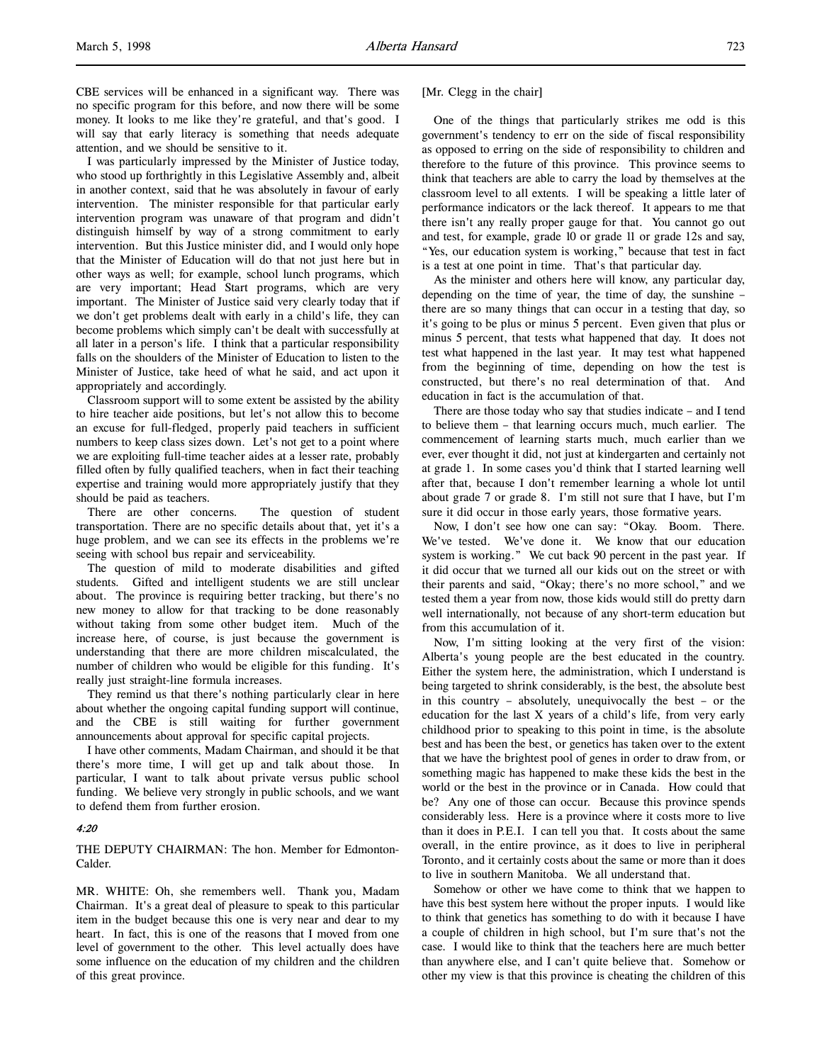CBE services will be enhanced in a significant way. There was no specific program for this before, and now there will be some money. It looks to me like they're grateful, and that's good. I will say that early literacy is something that needs adequate attention, and we should be sensitive to it.

I was particularly impressed by the Minister of Justice today, who stood up forthrightly in this Legislative Assembly and, albeit in another context, said that he was absolutely in favour of early intervention. The minister responsible for that particular early intervention program was unaware of that program and didn't distinguish himself by way of a strong commitment to early intervention. But this Justice minister did, and I would only hope that the Minister of Education will do that not just here but in other ways as well; for example, school lunch programs, which are very important; Head Start programs, which are very important. The Minister of Justice said very clearly today that if we don't get problems dealt with early in a child's life, they can become problems which simply can't be dealt with successfully at all later in a person's life. I think that a particular responsibility falls on the shoulders of the Minister of Education to listen to the Minister of Justice, take heed of what he said, and act upon it appropriately and accordingly.

Classroom support will to some extent be assisted by the ability to hire teacher aide positions, but let's not allow this to become an excuse for full-fledged, properly paid teachers in sufficient numbers to keep class sizes down. Let's not get to a point where we are exploiting full-time teacher aides at a lesser rate, probably filled often by fully qualified teachers, when in fact their teaching expertise and training would more appropriately justify that they should be paid as teachers.

There are other concerns. The question of student transportation. There are no specific details about that, yet it's a huge problem, and we can see its effects in the problems we're seeing with school bus repair and serviceability.

The question of mild to moderate disabilities and gifted students. Gifted and intelligent students we are still unclear about. The province is requiring better tracking, but there's no new money to allow for that tracking to be done reasonably without taking from some other budget item. Much of the increase here, of course, is just because the government is understanding that there are more children miscalculated, the number of children who would be eligible for this funding. It's really just straight-line formula increases.

They remind us that there's nothing particularly clear in here about whether the ongoing capital funding support will continue, and the CBE is still waiting for further government announcements about approval for specific capital projects.

I have other comments, Madam Chairman, and should it be that there's more time, I will get up and talk about those. In particular, I want to talk about private versus public school funding. We believe very strongly in public schools, and we want to defend them from further erosion.

*4:20*

THE DEPUTY CHAIRMAN: The hon. Member for Edmonton-Calder.

MR. WHITE: Oh, she remembers well. Thank you, Madam Chairman. It's a great deal of pleasure to speak to this particular item in the budget because this one is very near and dear to my heart. In fact, this is one of the reasons that I moved from one level of government to the other. This level actually does have some influence on the education of my children and the children of this great province.

[Mr. Clegg in the chair]

One of the things that particularly strikes me odd is this government's tendency to err on the side of fiscal responsibility as opposed to erring on the side of responsibility to children and therefore to the future of this province. This province seems to think that teachers are able to carry the load by themselves at the classroom level to all extents. I will be speaking a little later of performance indicators or the lack thereof. It appears to me that there isn't any really proper gauge for that. You cannot go out and test, for example, grade 10 or grade 11 or grade 12s and say, "Yes, our education system is working," because that test in fact is a test at one point in time. That's that particular day.

As the minister and others here will know, any particular day, depending on the time of year, the time of day, the sunshine – there are so many things that can occur in a testing that day, so it's going to be plus or minus 5 percent. Even given that plus or minus 5 percent, that tests what happened that day. It does not test what happened in the last year. It may test what happened from the beginning of time, depending on how the test is constructed, but there's no real determination of that. And education in fact is the accumulation of that.

There are those today who say that studies indicate – and I tend to believe them – that learning occurs much, much earlier. The commencement of learning starts much, much earlier than we ever, ever thought it did, not just at kindergarten and certainly not at grade 1. In some cases you'd think that I started learning well after that, because I don't remember learning a whole lot until about grade 7 or grade 8. I'm still not sure that I have, but I'm sure it did occur in those early years, those formative years.

Now, I don't see how one can say: "Okay. Boom. There. We've tested. We've done it. We know that our education system is working." We cut back 90 percent in the past year. If it did occur that we turned all our kids out on the street or with their parents and said, "Okay; there's no more school," and we tested them a year from now, those kids would still do pretty darn well internationally, not because of any short-term education but from this accumulation of it.

Now, I'm sitting looking at the very first of the vision: Alberta's young people are the best educated in the country. Either the system here, the administration, which I understand is being targeted to shrink considerably, is the best, the absolute best in this country – absolutely, unequivocally the best – or the education for the last X years of a child's life, from very early childhood prior to speaking to this point in time, is the absolute best and has been the best, or genetics has taken over to the extent that we have the brightest pool of genes in order to draw from, or something magic has happened to make these kids the best in the world or the best in the province or in Canada. How could that be? Any one of those can occur. Because this province spends considerably less. Here is a province where it costs more to live than it does in P.E.I. I can tell you that. It costs about the same overall, in the entire province, as it does to live in peripheral Toronto, and it certainly costs about the same or more than it does to live in southern Manitoba. We all understand that.

Somehow or other we have come to think that we happen to have this best system here without the proper inputs. I would like to think that genetics has something to do with it because I have a couple of children in high school, but I'm sure that's not the case. I would like to think that the teachers here are much better than anywhere else, and I can't quite believe that. Somehow or other my view is that this province is cheating the children of this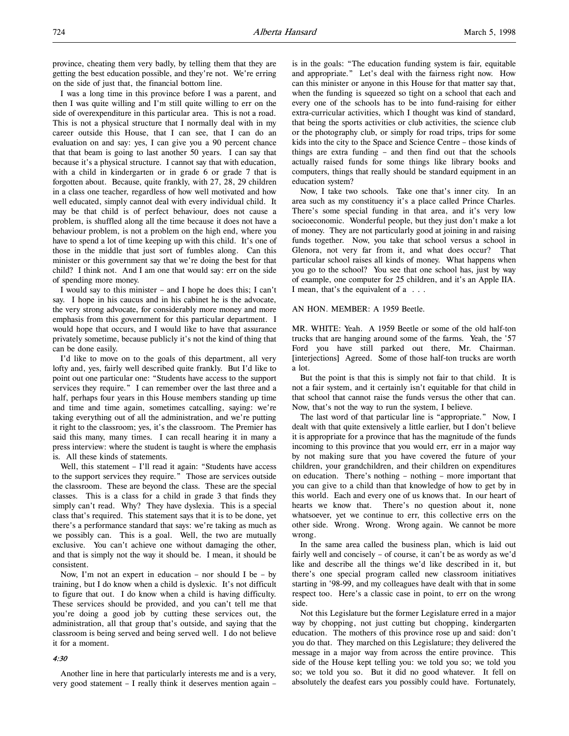province, cheating them very badly, by telling them that they are getting the best education possible, and they're not. We're erring on the side of just that, the financial bottom line.

I was a long time in this province before I was a parent, and then I was quite willing and I'm still quite willing to err on the side of overexpenditure in this particular area. This is not a road. This is not a physical structure that I normally deal with in my career outside this House, that I can see, that I can do an evaluation on and say: yes, I can give you a 90 percent chance that that beam is going to last another 50 years. I can say that because it's a physical structure. I cannot say that with education, with a child in kindergarten or in grade 6 or grade 7 that is forgotten about. Because, quite frankly, with 27, 28, 29 children in a class one teacher, regardless of how well motivated and how well educated, simply cannot deal with every individual child. It may be that child is of perfect behaviour, does not cause a problem, is shuffled along all the time because it does not have a behaviour problem, is not a problem on the high end, where you have to spend a lot of time keeping up with this child. It's one of those in the middle that just sort of fumbles along. Can this minister or this government say that we're doing the best for that child? I think not. And I am one that would say: err on the side of spending more money.

I would say to this minister – and I hope he does this; I can't say. I hope in his caucus and in his cabinet he is the advocate, the very strong advocate, for considerably more money and more emphasis from this government for this particular department. I would hope that occurs, and I would like to have that assurance privately sometime, because publicly it's not the kind of thing that can be done easily.

I'd like to move on to the goals of this department, all very lofty and, yes, fairly well described quite frankly. But I'd like to point out one particular one: "Students have access to the support services they require." I can remember over the last three and a half, perhaps four years in this House members standing up time and time and time again, sometimes catcalling, saying: we're taking everything out of all the administration, and we're putting it right to the classroom; yes, it's the classroom. The Premier has said this many, many times. I can recall hearing it in many a press interview: where the student is taught is where the emphasis is. All these kinds of statements.

Well, this statement – I'll read it again: "Students have access to the support services they require." Those are services outside the classroom. These are beyond the class. These are the special classes. This is a class for a child in grade 3 that finds they simply can't read. Why? They have dyslexia. This is a special class that's required. This statement says that it is to be done, yet there's a performance standard that says: we're taking as much as we possibly can. This is a goal. Well, the two are mutually exclusive. You can't achieve one without damaging the other, and that is simply not the way it should be. I mean, it should be consistent.

Now, I'm not an expert in education – nor should I be – by training, but I do know when a child is dyslexic. It's not difficult to figure that out. I do know when a child is having difficulty. These services should be provided, and you can't tell me that you're doing a good job by cutting these services out, the administration, all that group that's outside, and saying that the classroom is being served and being served well. I do not believe it for a moment.

*4:30*

Another line in here that particularly interests me and is a very, very good statement – I really think it deserves mention again – is in the goals: "The education funding system is fair, equitable and appropriate." Let's deal with the fairness right now. How can this minister or anyone in this House for that matter say that, when the funding is squeezed so tight on a school that each and every one of the schools has to be into fund-raising for either extra-curricular activities, which I thought was kind of standard, that being the sports activities or club activities, the science club or the photography club, or simply for road trips, trips for some kids into the city to the Space and Science Centre – those kinds of things are extra funding – and then find out that the schools actually raised funds for some things like library books and computers, things that really should be standard equipment in an education system?

Now, I take two schools. Take one that's inner city. In an area such as my constituency it's a place called Prince Charles. There's some special funding in that area, and it's very low socioeconomic. Wonderful people, but they just don't make a lot of money. They are not particularly good at joining in and raising funds together. Now, you take that school versus a school in Glenora, not very far from it, and what does occur? That particular school raises all kinds of money. What happens when you go to the school? You see that one school has, just by way of example, one computer for 25 children, and it's an Apple IIA. I mean, that's the equivalent of a . . .

AN HON. MEMBER: A 1959 Beetle.

MR. WHITE: Yeah. A 1959 Beetle or some of the old half-ton trucks that are hanging around some of the farms. Yeah, the '57 Ford you have still parked out there, Mr. Chairman. [interjections] Agreed. Some of those half-ton trucks are worth a lot.

But the point is that this is simply not fair to that child. It is not a fair system, and it certainly isn't equitable for that child in that school that cannot raise the funds versus the other that can. Now, that's not the way to run the system, I believe.

The last word of that particular line is "appropriate." Now, I dealt with that quite extensively a little earlier, but I don't believe it is appropriate for a province that has the magnitude of the funds incoming to this province that you would err, err in a major way by not making sure that you have covered the future of your children, your grandchildren, and their children on expenditures on education. There's nothing – nothing – more important that you can give to a child than that knowledge of how to get by in this world. Each and every one of us knows that. In our heart of hearts we know that. There's no question about it, none whatsoever, yet we continue to err, this collective errs on the other side. Wrong. Wrong. Wrong again. We cannot be more wrong.

In the same area called the business plan, which is laid out fairly well and concisely – of course, it can't be as wordy as we'd like and describe all the things we'd like described in it, but there's one special program called new classroom initiatives starting in '98-99, and my colleagues have dealt with that in some respect too. Here's a classic case in point, to err on the wrong side.

Not this Legislature but the former Legislature erred in a major way by chopping, not just cutting but chopping, kindergarten education. The mothers of this province rose up and said: don't you do that. They marched on this Legislature; they delivered the message in a major way from across the entire province. This side of the House kept telling you: we told you so; we told you so; we told you so. But it did no good whatever. It fell on absolutely the deafest ears you possibly could have. Fortunately,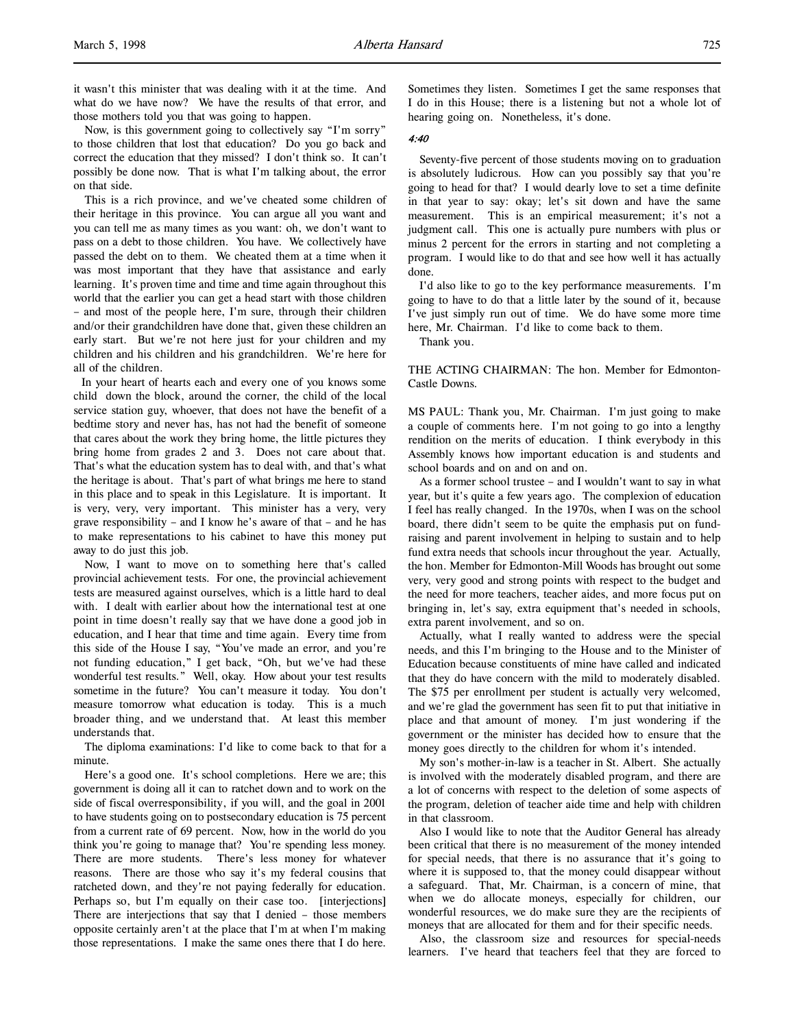it wasn't this minister that was dealing with it at the time. And what do we have now? We have the results of that error, and those mothers told you that was going to happen.

Now, is this government going to collectively say "I'm sorry" to those children that lost that education? Do you go back and correct the education that they missed? I don't think so. It can't possibly be done now. That is what I'm talking about, the error on that side.

This is a rich province, and we've cheated some children of their heritage in this province. You can argue all you want and you can tell me as many times as you want: oh, we don't want to pass on a debt to those children. You have. We collectively have passed the debt on to them. We cheated them at a time when it was most important that they have that assistance and early learning. It's proven time and time and time again throughout this world that the earlier you can get a head start with those children – and most of the people here, I'm sure, through their children and/or their grandchildren have done that, given these children an early start. But we're not here just for your children and my children and his children and his grandchildren. We're here for all of the children.

In your heart of hearts each and every one of you knows some child down the block, around the corner, the child of the local service station guy, whoever, that does not have the benefit of a bedtime story and never has, has not had the benefit of someone that cares about the work they bring home, the little pictures they bring home from grades 2 and 3. Does not care about that. That's what the education system has to deal with, and that's what the heritage is about. That's part of what brings me here to stand in this place and to speak in this Legislature. It is important. It is very, very, very important. This minister has a very, very grave responsibility – and I know he's aware of that – and he has to make representations to his cabinet to have this money put away to do just this job.

Now, I want to move on to something here that's called provincial achievement tests. For one, the provincial achievement tests are measured against ourselves, which is a little hard to deal with. I dealt with earlier about how the international test at one point in time doesn't really say that we have done a good job in education, and I hear that time and time again. Every time from this side of the House I say, "You've made an error, and you're not funding education," I get back, "Oh, but we've had these wonderful test results." Well, okay. How about your test results sometime in the future? You can't measure it today. You don't measure tomorrow what education is today. This is a much broader thing, and we understand that. At least this member understands that.

The diploma examinations: I'd like to come back to that for a minute.

Here's a good one. It's school completions. Here we are; this government is doing all it can to ratchet down and to work on the side of fiscal overresponsibility, if you will, and the goal in 2001 to have students going on to postsecondary education is 75 percent from a current rate of 69 percent. Now, how in the world do you think you're going to manage that? You're spending less money. There are more students. There's less money for whatever reasons. There are those who say it's my federal cousins that ratcheted down, and they're not paying federally for education. Perhaps so, but I'm equally on their case too. [interjections] There are interjections that say that I denied – those members opposite certainly aren't at the place that I'm at when I'm making those representations. I make the same ones there that I do here. Sometimes they listen. Sometimes I get the same responses that I do in this House; there is a listening but not a whole lot of hearing going on. Nonetheless, it's done.

*4:40*

Seventy-five percent of those students moving on to graduation is absolutely ludicrous. How can you possibly say that you're going to head for that? I would dearly love to set a time definite in that year to say: okay; let's sit down and have the same measurement. This is an empirical measurement; it's not a judgment call. This one is actually pure numbers with plus or minus 2 percent for the errors in starting and not completing a program. I would like to do that and see how well it has actually done.

I'd also like to go to the key performance measurements. I'm going to have to do that a little later by the sound of it, because I've just simply run out of time. We do have some more time here, Mr. Chairman. I'd like to come back to them.

Thank you.

THE ACTING CHAIRMAN: The hon. Member for Edmonton-Castle Downs.

MS PAUL: Thank you, Mr. Chairman. I'm just going to make a couple of comments here. I'm not going to go into a lengthy rendition on the merits of education. I think everybody in this Assembly knows how important education is and students and school boards and on and on and on.

As a former school trustee – and I wouldn't want to say in what year, but it's quite a few years ago. The complexion of education I feel has really changed. In the 1970s, when I was on the school board, there didn't seem to be quite the emphasis put on fund-raising and parent involvement in helping to sustain and to help fund extra needs that schools incur throughout the year. Actually, the hon. Member for Edmonton-Mill Woods has brought out some very, very good and strong points with respect to the budget and the need for more teachers, teacher aides, and more focus put on bringing in, let's say, extra equipment that's needed in schools, extra parent involvement, and so on.

Actually, what I really wanted to address were the special needs, and this I'm bringing to the House and to the Minister of Education because constituents of mine have called and indicated that they do have concern with the mild to moderately disabled. The $75 per enrollment per student is actually very welcomed, and we're glad the government has seen fit to put that initiative in place and that amount of money. I'm just wondering if the government or the minister has decided how to ensure that the money goes directly to the children for whom it's intended.

My son's mother-in-law is a teacher in St. Albert. She actually is involved with the moderately disabled program, and there are a lot of concerns with respect to the deletion of some aspects of the program, deletion of teacher aide time and help with children in that classroom.

Also I would like to note that the Auditor General has already been critical that there is no measurement of the money intended for special needs, that there is no assurance that it's going to where it is supposed to, that the money could disappear without a safeguard. That, Mr. Chairman, is a concern of mine, that when we do allocate moneys, especially for children, our wonderful resources, we do make sure they are the recipients of moneys that are allocated for them and for their specific needs.

Also, the classroom size and resources for special-needs learners. I've heard that teachers feel that they are forced to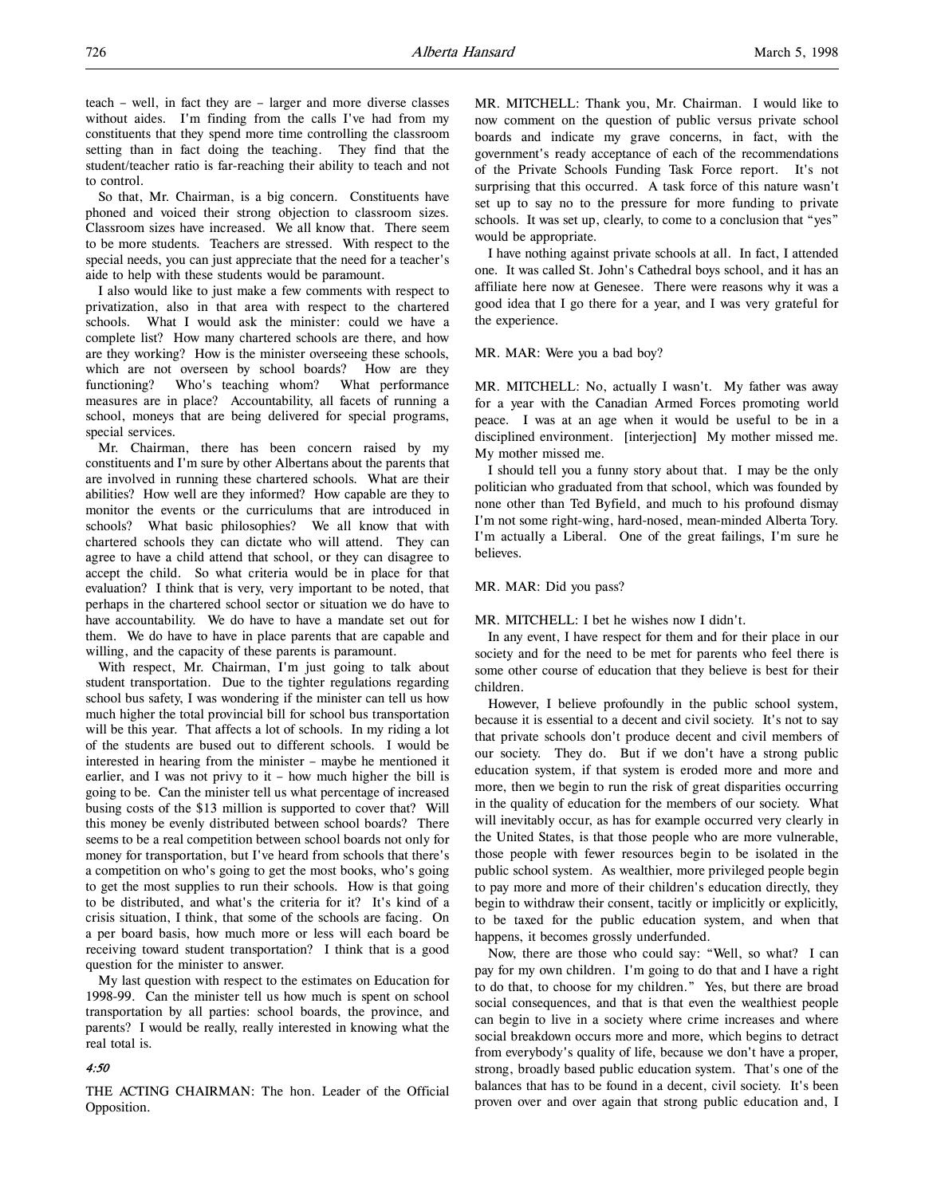teach – well, in fact they are – larger and more diverse classes without aides. I'm finding from the calls I've had from my constituents that they spend more time controlling the classroom setting than in fact doing the teaching. They find that the student/teacher ratio is far-reaching their ability to teach and not to control.

So that, Mr. Chairman, is a big concern. Constituents have phoned and voiced their strong objection to classroom sizes. Classroom sizes have increased. We all know that. There seem to be more students. Teachers are stressed. With respect to the special needs, you can just appreciate that the need for a teacher's aide to help with these students would be paramount.

I also would like to just make a few comments with respect to privatization, also in that area with respect to the chartered schools. What I would ask the minister: could we have a complete list? How many chartered schools are there, and how are they working? How is the minister overseeing these schools, which are not overseen by school boards? How are they functioning? Who's teaching whom? What performance measures are in place? Accountability, all facets of running a school, moneys that are being delivered for special programs, special services.

Mr. Chairman, there has been concern raised by my constituents and I'm sure by other Albertans about the parents that are involved in running these chartered schools. What are their abilities? How well are they informed? How capable are they to monitor the events or the curriculums that are introduced in schools? What basic philosophies? We all know that with chartered schools they can dictate who will attend. They can agree to have a child attend that school, or they can disagree to accept the child. So what criteria would be in place for that evaluation? I think that is very, very important to be noted, that perhaps in the chartered school sector or situation we do have to have accountability. We do have to have a mandate set out for them. We do have to have in place parents that are capable and willing, and the capacity of these parents is paramount.

With respect, Mr. Chairman, I'm just going to talk about student transportation. Due to the tighter regulations regarding school bus safety, I was wondering if the minister can tell us how much higher the total provincial bill for school bus transportation will be this year. That affects a lot of schools. In my riding a lot of the students are bused out to different schools. I would be interested in hearing from the minister – maybe he mentioned it earlier, and I was not privy to it – how much higher the bill is going to be. Can the minister tell us what percentage of increased busing costs of the $13 million is supported to cover that? Will this money be evenly distributed between school boards? There seems to be a real competition between school boards not only for money for transportation, but I've heard from schools that there's a competition on who's going to get the most books, who's going to get the most supplies to run their schools. How is that going to be distributed, and what's the criteria for it? It's kind of a crisis situation, I think, that some of the schools are facing. On a per board basis, how much more or less will each board be receiving toward student transportation? I think that is a good question for the minister to answer.

My last question with respect to the estimates on Education for 1998-99. Can the minister tell us how much is spent on school transportation by all parties: school boards, the province, and parents? I would be really, really interested in knowing what the real total is.

*4:50*

THE ACTING CHAIRMAN: The hon. Leader of the Official Opposition.

MR. MITCHELL: Thank you, Mr. Chairman. I would like to now comment on the question of public versus private school boards and indicate my grave concerns, in fact, with the government's ready acceptance of each of the recommendations of the Private Schools Funding Task Force report. It's not surprising that this occurred. A task force of this nature wasn't set up to say no to the pressure for more funding to private schools. It was set up, clearly, to come to a conclusion that "yes" would be appropriate.

I have nothing against private schools at all. In fact, I attended one. It was called St. John's Cathedral boys school, and it has an affiliate here now at Genesee. There were reasons why it was a good idea that I go there for a year, and I was very grateful for the experience.

MR. MAR: Were you a bad boy?

MR. MITCHELL: No, actually I wasn't. My father was away for a year with the Canadian Armed Forces promoting world peace. I was at an age when it would be useful to be in a disciplined environment. [interjection] My mother missed me. My mother missed me.

I should tell you a funny story about that. I may be the only politician who graduated from that school, which was founded by none other than Ted Byfield, and much to his profound dismay I'm not some right-wing, hard-nosed, mean-minded Alberta Tory. I'm actually a Liberal. One of the great failings, I'm sure he believes.

MR. MAR: Did you pass?

MR. MITCHELL: I bet he wishes now I didn't.

In any event, I have respect for them and for their place in our society and for the need to be met for parents who feel there is some other course of education that they believe is best for their children.

However, I believe profoundly in the public school system, because it is essential to a decent and civil society. It's not to say that private schools don't produce decent and civil members of our society. They do. But if we don't have a strong public education system, if that system is eroded more and more and more, then we begin to run the risk of great disparities occurring in the quality of education for the members of our society. What will inevitably occur, as has for example occurred very clearly in the United States, is that those people who are more vulnerable, those people with fewer resources begin to be isolated in the public school system. As wealthier, more privileged people begin to pay more and more of their children's education directly, they begin to withdraw their consent, tacitly or implicitly or explicitly, to be taxed for the public education system, and when that happens, it becomes grossly underfunded.

Now, there are those who could say: "Well, so what? I can pay for my own children. I'm going to do that and I have a right to do that, to choose for my children." Yes, but there are broad social consequences, and that is that even the wealthiest people can begin to live in a society where crime increases and where social breakdown occurs more and more, which begins to detract from everybody's quality of life, because we don't have a proper, strong, broadly based public education system. That's one of the balances that has to be found in a decent, civil society. It's been proven over and over again that strong public education and, I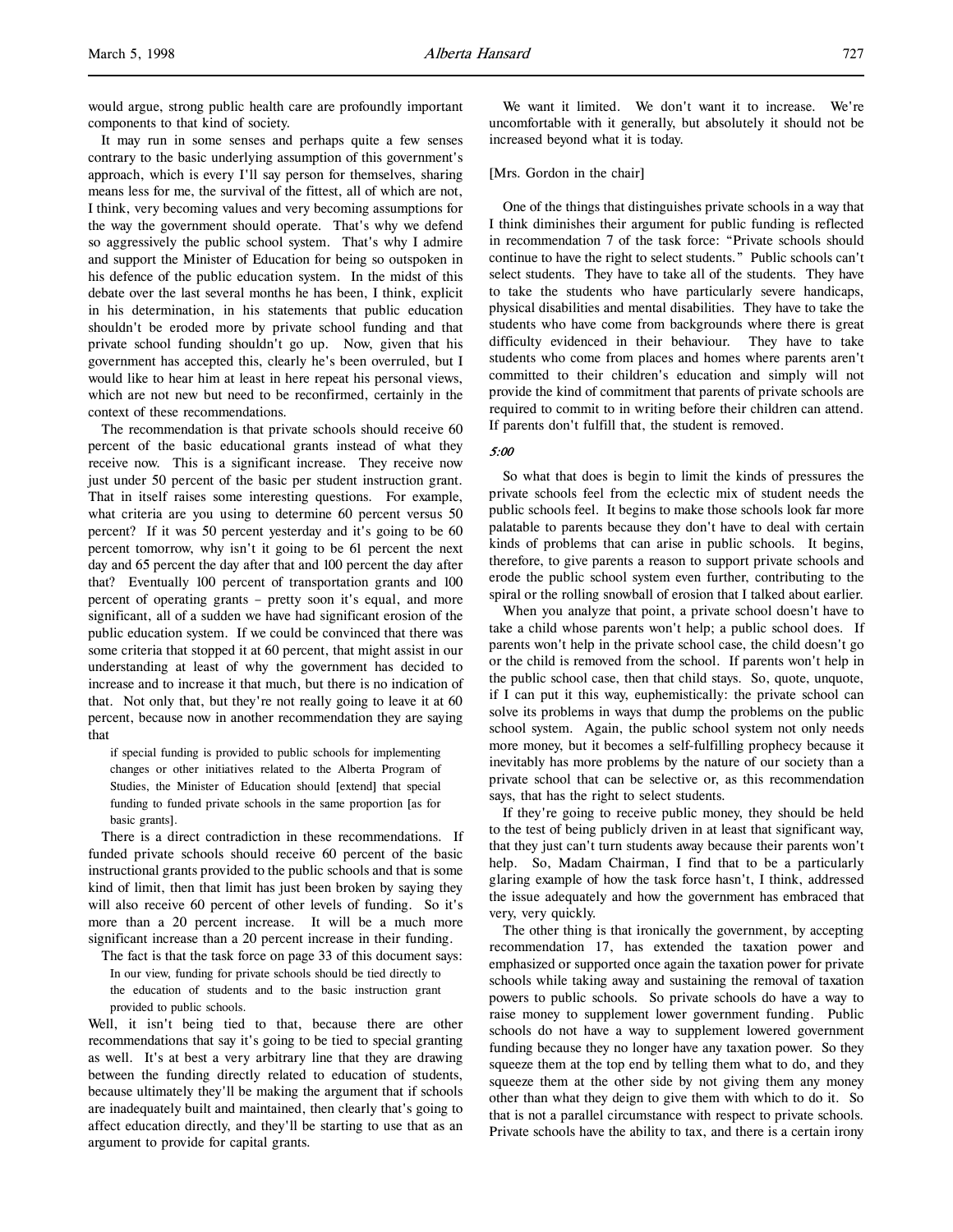would argue, strong public health care are profoundly important components to that kind of society.

It may run in some senses and perhaps quite a few senses contrary to the basic underlying assumption of this government's approach, which is every I'll say person for themselves, sharing means less for me, the survival of the fittest, all of which are not, I think, very becoming values and very becoming assumptions for the way the government should operate. That's why we defend so aggressively the public school system. That's why I admire and support the Minister of Education for being so outspoken in his defence of the public education system. In the midst of this debate over the last several months he has been, I think, explicit in his determination, in his statements that public education shouldn't be eroded more by private school funding and that private school funding shouldn't go up. Now, given that his government has accepted this, clearly he's been overruled, but I would like to hear him at least in here repeat his personal views, which are not new but need to be reconfirmed, certainly in the context of these recommendations.

The recommendation is that private schools should receive 60 percent of the basic educational grants instead of what they receive now. This is a significant increase. They receive now just under 50 percent of the basic per student instruction grant. That in itself raises some interesting questions. For example, what criteria are you using to determine 60 percent versus 50 percent? If it was 50 percent yesterday and it's going to be 60 percent tomorrow, why isn't it going to be 61 percent the next day and 65 percent the day after that and 100 percent the day after that? Eventually 100 percent of transportation grants and 100 percent of operating grants – pretty soon it's equal, and more significant, all of a sudden we have had significant erosion of the public education system. If we could be convinced that there was some criteria that stopped it at 60 percent, that might assist in our understanding at least of why the government has decided to increase and to increase it that much, but there is no indication of that. Not only that, but they're not really going to leave it at 60 percent, because now in another recommendation they are saying that

> if special funding is provided to public schools for implementing changes or other initiatives related to the Alberta Program of Studies, the Minister of Education should [extend] that special funding to funded private schools in the same proportion [as for basic grants].

There is a direct contradiction in these recommendations. If funded private schools should receive 60 percent of the basic instructional grants provided to the public schools and that is some kind of limit, then that limit has just been broken by saying they will also receive 60 percent of other levels of funding. So it's more than a 20 percent increase. It will be a much more significant increase than a 20 percent increase in their funding.

The fact is that the task force on page 33 of this document says:

> In our view, funding for private schools should be tied directly to the education of students and to the basic instruction grant provided to public schools.

Well, it isn't being tied to that, because there are other recommendations that say it's going to be tied to special granting as well. It's at best a very arbitrary line that they are drawing between the funding directly related to education of students, because ultimately they'll be making the argument that if schools are inadequately built and maintained, then clearly that's going to affect education directly, and they'll be starting to use that as an argument to provide for capital grants.

We want it limited. We don't want it to increase. We're uncomfortable with it generally, but absolutely it should not be increased beyond what it is today.

[Mrs. Gordon in the chair]

One of the things that distinguishes private schools in a way that I think diminishes their argument for public funding is reflected in recommendation 7 of the task force: "Private schools should continue to have the right to select students." Public schools can't select students. They have to take all of the students. They have to take the students who have particularly severe handicaps, physical disabilities and mental disabilities. They have to take the students who have come from backgrounds where there is great difficulty evidenced in their behaviour. They have to take students who come from places and homes where parents aren't committed to their children's education and simply will not provide the kind of commitment that parents of private schools are required to commit to in writing before their children can attend. If parents don't fulfill that, the student is removed.

*5:00*

So what that does is begin to limit the kinds of pressures the private schools feel from the eclectic mix of student needs the public schools feel. It begins to make those schools look far more palatable to parents because they don't have to deal with certain kinds of problems that can arise in public schools. It begins, therefore, to give parents a reason to support private schools and erode the public school system even further, contributing to the spiral or the rolling snowball of erosion that I talked about earlier.

When you analyze that point, a private school doesn't have to take a child whose parents won't help; a public school does. If parents won't help in the private school case, the child doesn't go or the child is removed from the school. If parents won't help in the public school case, then that child stays. So, quote, unquote, if I can put it this way, euphemistically: the private school can solve its problems in ways that dump the problems on the public school system. Again, the public school system not only needs more money, but it becomes a self-fulfilling prophecy because it inevitably has more problems by the nature of our society than a private school that can be selective or, as this recommendation says, that has the right to select students.

If they're going to receive public money, they should be held to the test of being publicly driven in at least that significant way, that they just can't turn students away because their parents won't help. So, Madam Chairman, I find that to be a particularly glaring example of how the task force hasn't, I think, addressed the issue adequately and how the government has embraced that very, very quickly.

The other thing is that ironically the government, by accepting recommendation 17, has extended the taxation power and emphasized or supported once again the taxation power for private schools while taking away and sustaining the removal of taxation powers to public schools. So private schools do have a way to raise money to supplement lower government funding. Public schools do not have a way to supplement lowered government funding because they no longer have any taxation power. So they squeeze them at the top end by telling them what to do, and they squeeze them at the other side by not giving them any money other than what they deign to give them with which to do it. So that is not a parallel circumstance with respect to private schools. Private schools have the ability to tax, and there is a certain irony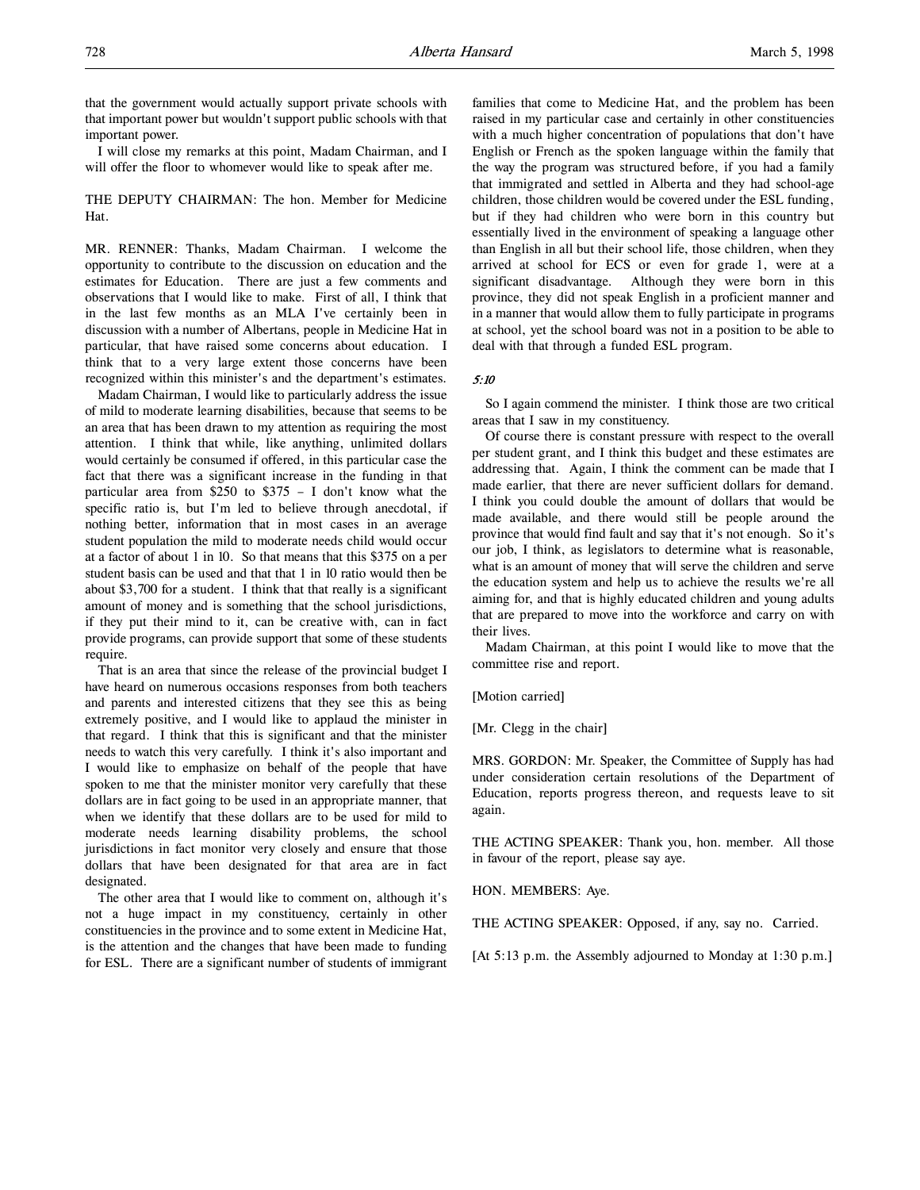that the government would actually support private schools with that important power but wouldn't support public schools with that important power.

I will close my remarks at this point, Madam Chairman, and I will offer the floor to whomever would like to speak after me.

THE DEPUTY CHAIRMAN: The hon. Member for Medicine Hat.

MR. RENNER: Thanks, Madam Chairman. I welcome the opportunity to contribute to the discussion on education and the estimates for Education. There are just a few comments and observations that I would like to make. First of all, I think that in the last few months as an MLA I've certainly been in discussion with a number of Albertans, people in Medicine Hat in particular, that have raised some concerns about education. I think that to a very large extent those concerns have been recognized within this minister's and the department's estimates.

Madam Chairman, I would like to particularly address the issue of mild to moderate learning disabilities, because that seems to be an area that has been drawn to my attention as requiring the most attention. I think that while, like anything, unlimited dollars would certainly be consumed if offered, in this particular case the fact that there was a significant increase in the funding in that particular area from $250 to $375 – I don't know what the specific ratio is, but I'm led to believe through anecdotal, if nothing better, information that in most cases in an average student population the mild to moderate needs child would occur at a factor of about 1 in 10. So that means that this $375 on a per student basis can be used and that that 1 in 10 ratio would then be about $3,700 for a student. I think that that really is a significant amount of money and is something that the school jurisdictions, if they put their mind to it, can be creative with, can in fact provide programs, can provide support that some of these students require.

That is an area that since the release of the provincial budget I have heard on numerous occasions responses from both teachers and parents and interested citizens that they see this as being extremely positive, and I would like to applaud the minister in that regard. I think that this is significant and that the minister needs to watch this very carefully. I think it's also important and I would like to emphasize on behalf of the people that have spoken to me that the minister monitor very carefully that these dollars are in fact going to be used in an appropriate manner, that when we identify that these dollars are to be used for mild to moderate needs learning disability problems, the school jurisdictions in fact monitor very closely and ensure that those dollars that have been designated for that area are in fact designated.

The other area that I would like to comment on, although it's not a huge impact in my constituency, certainly in other constituencies in the province and to some extent in Medicine Hat, is the attention and the changes that have been made to funding for ESL. There are a significant number of students of immigrant families that come to Medicine Hat, and the problem has been raised in my particular case and certainly in other constituencies with a much higher concentration of populations that don't have English or French as the spoken language within the family that the way the program was structured before, if you had a family that immigrated and settled in Alberta and they had school-age children, those children would be covered under the ESL funding, but if they had children who were born in this country but essentially lived in the environment of speaking a language other than English in all but their school life, those children, when they arrived at school for ECS or even for grade 1, were at a significant disadvantage. Although they were born in this province, they did not speak English in a proficient manner and in a manner that would allow them to fully participate in programs at school, yet the school board was not in a position to be able to deal with that through a funded ESL program.

*5:10*

So I again commend the minister. I think those are two critical areas that I saw in my constituency.

Of course there is constant pressure with respect to the overall per student grant, and I think this budget and these estimates are addressing that. Again, I think the comment can be made that I made earlier, that there are never sufficient dollars for demand. I think you could double the amount of dollars that would be made available, and there would still be people around the province that would find fault and say that it's not enough. So it's our job, I think, as legislators to determine what is reasonable, what is an amount of money that will serve the children and serve the education system and help us to achieve the results we're all aiming for, and that is highly educated children and young adults that are prepared to move into the workforce and carry on with their lives.

Madam Chairman, at this point I would like to move that the committee rise and report.

[Motion carried]

[Mr. Clegg in the chair]

MRS. GORDON: Mr. Speaker, the Committee of Supply has had under consideration certain resolutions of the Department of Education, reports progress thereon, and requests leave to sit again.

THE ACTING SPEAKER: Thank you, hon. member. All those in favour of the report, please say aye.

HON. MEMBERS: Aye.

THE ACTING SPEAKER: Opposed, if any, say no. Carried.

[At 5:13 p.m. the Assembly adjourned to Monday at 1:30 p.m.]